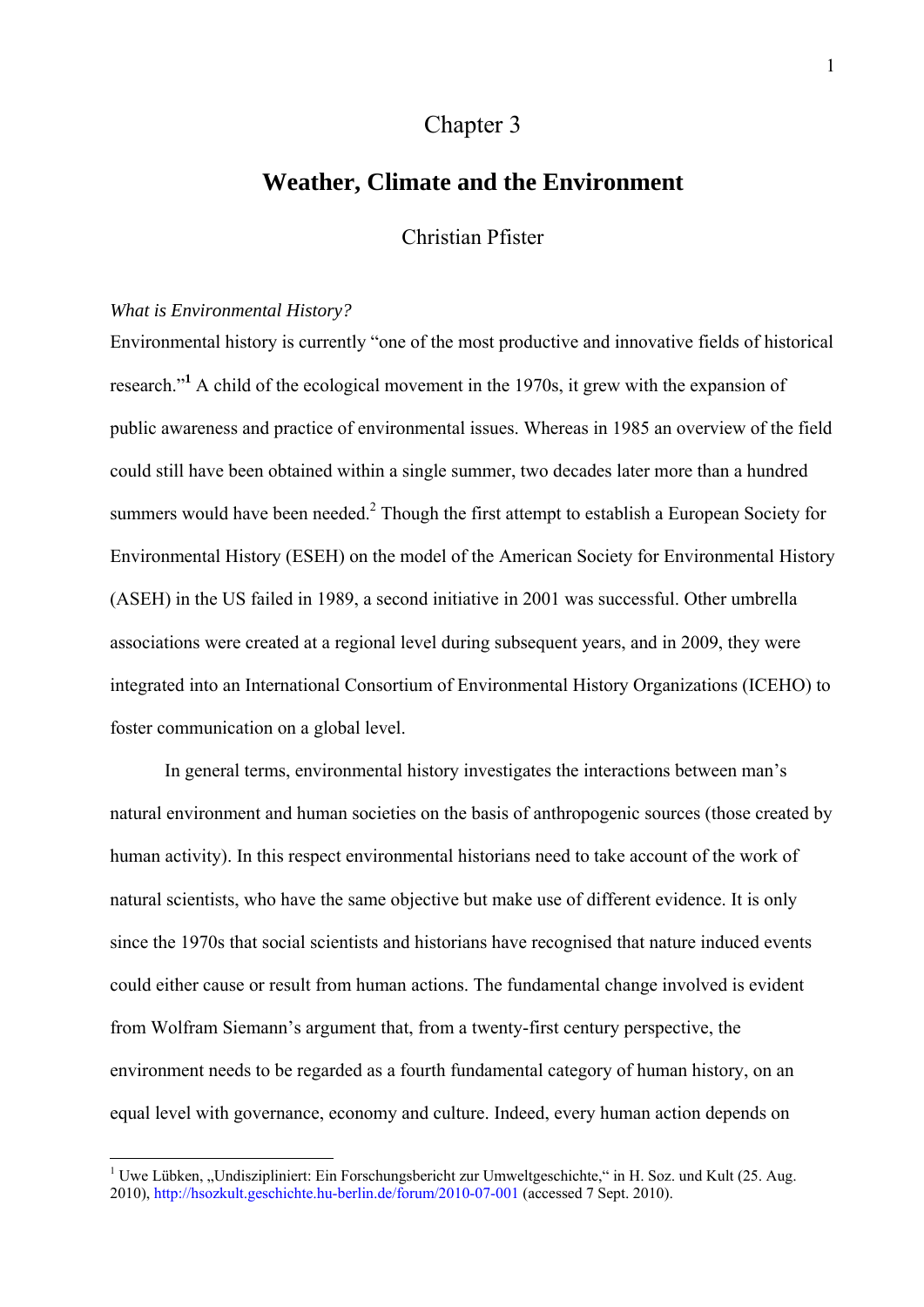# Chapter 3

# Weather, Climate and the Environment

Christian Pfister

*What is Environmental History?*

Environmental history is currently "one of the most productive and innovative fields of historical research."[1] A child of the ecological movement in the 1970s, it grew with the expansion of public awareness and practice of environmental issues. Whereas in 1985 an overview of the field could still have been obtained within a single summer, two decades later more than a hundred summers would have been needed.[2] Though the first attempt to establish a European Society for Environmental History (ESEH) on the model of the American Society for Environmental History (ASEH) in the US failed in 1989, a second initiative in 2001 was successful. Other umbrella associations were created at a regional level during subsequent years, and in 2009, they were integrated into an International Consortium of Environmental History Organizations (ICEHO) to foster communication on a global level.

In general terms, environmental history investigates the interactions between man's natural environment and human societies on the basis of anthropogenic sources (those created by human activity). In this respect environmental historians need to take account of the work of natural scientists, who have the same objective but make use of different evidence. It is only since the 1970s that social scientists and historians have recognised that nature induced events could either cause or result from human actions. The fundamental change involved is evident from Wolfram Siemann's argument that, from a twenty-first century perspective, the environment needs to be regarded as a fourth fundamental category of human history, on an equal level with governance, economy and culture. Indeed, every human action depends on

---

[1] Uwe Lübken, „Undiszipliniert: Ein Forschungsbericht zur Umweltgeschichte," in H. Soz. und Kult (25. Aug. 2010), http://hsozkult.geschichte.hu-berlin.de/forum/2010-07-001 (accessed 7 Sept. 2010).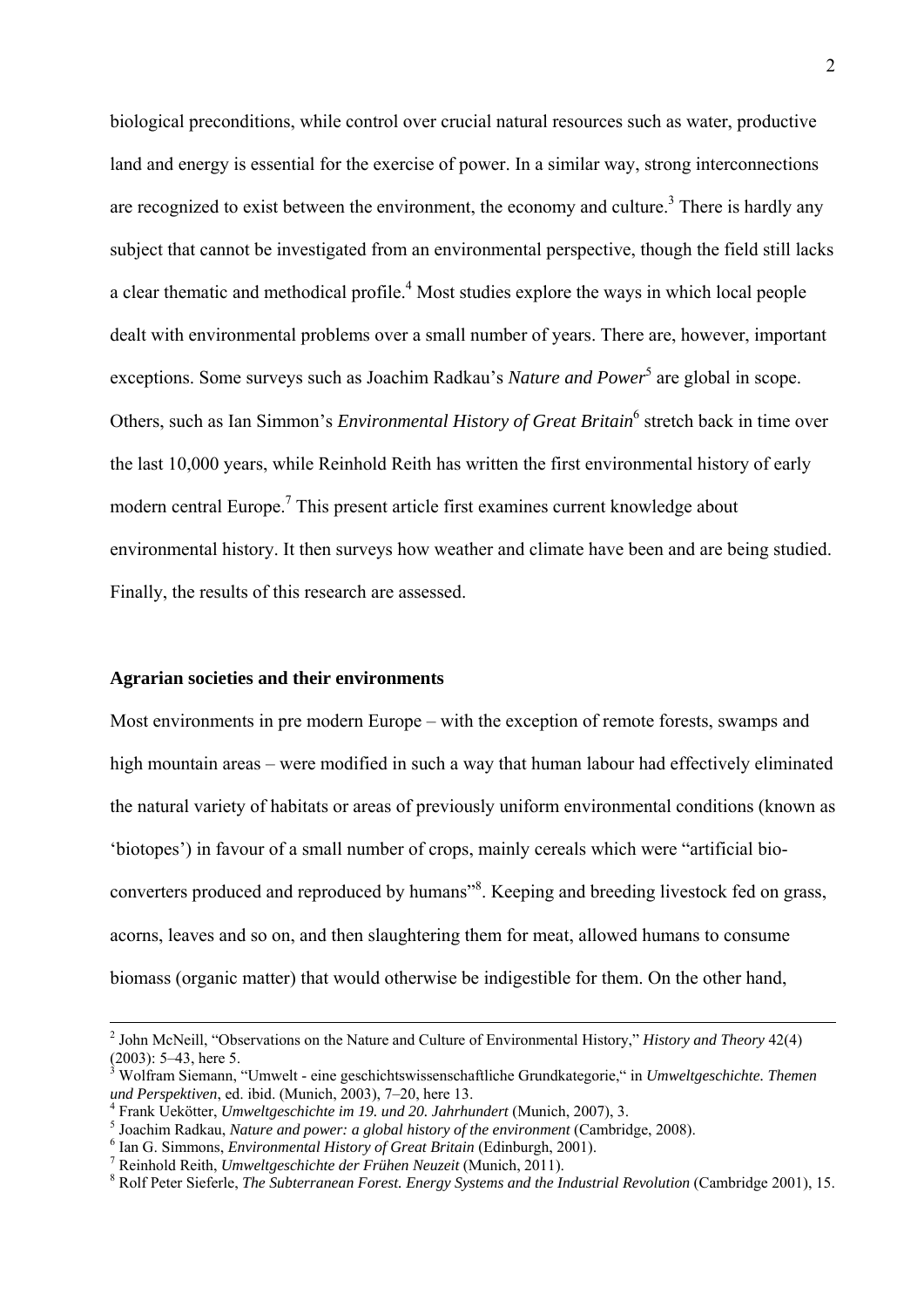biological preconditions, while control over crucial natural resources such as water, productive land and energy is essential for the exercise of power. In a similar way, strong interconnections are recognized to exist between the environment, the economy and culture.[3] There is hardly any subject that cannot be investigated from an environmental perspective, though the field still lacks a clear thematic and methodical profile.[4] Most studies explore the ways in which local people dealt with environmental problems over a small number of years. There are, however, important exceptions. Some surveys such as Joachim Radkau's *Nature and Power*[5] are global in scope. Others, such as Ian Simmon's *Environmental History of Great Britain*[6] stretch back in time over the last 10,000 years, while Reinhold Reith has written the first environmental history of early modern central Europe.[7] This present article first examines current knowledge about environmental history. It then surveys how weather and climate have been and are being studied. Finally, the results of this research are assessed.

**Agrarian societies and their environments**

Most environments in pre modern Europe – with the exception of remote forests, swamps and high mountain areas – were modified in such a way that human labour had effectively eliminated the natural variety of habitats or areas of previously uniform environmental conditions (known as 'biotopes') in favour of a small number of crops, mainly cereals which were "artificial bio-converters produced and reproduced by humans"[8]. Keeping and breeding livestock fed on grass, acorns, leaves and so on, and then slaughtering them for meat, allowed humans to consume biomass (organic matter) that would otherwise be indigestible for them. On the other hand,

---

[2] John McNeill, "Observations on the Nature and Culture of Environmental History," *History and Theory* 42(4) (2003): 5–43, here 5.

[3] Wolfram Siemann, "Umwelt - eine geschichtswissenschaftliche Grundkategorie," in *Umweltgeschichte. Themen und Perspektiven*, ed. ibid. (Munich, 2003), 7–20, here 13.

[4] Frank Uekötter, *Umweltgeschichte im 19. und 20. Jahrhundert* (Munich, 2007), 3.

[5] Joachim Radkau, *Nature and power: a global history of the environment* (Cambridge, 2008).

[6] Ian G. Simmons, *Environmental History of Great Britain* (Edinburgh, 2001).

[7] Reinhold Reith, *Umweltgeschichte der Frühen Neuzeit* (Munich, 2011).

[8] Rolf Peter Sieferle, *The Subterranean Forest. Energy Systems and the Industrial Revolution* (Cambridge 2001), 15.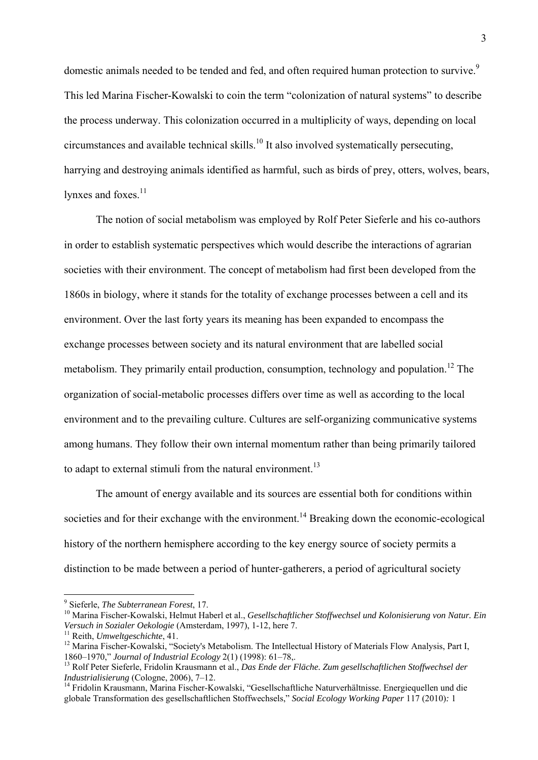domestic animals needed to be tended and fed, and often required human protection to survive.[9] This led Marina Fischer-Kowalski to coin the term "colonization of natural systems" to describe the process underway. This colonization occurred in a multiplicity of ways, depending on local circumstances and available technical skills.[10] It also involved systematically persecuting, harrying and destroying animals identified as harmful, such as birds of prey, otters, wolves, bears, lynxes and foxes.[11]

The notion of social metabolism was employed by Rolf Peter Sieferle and his co-authors in order to establish systematic perspectives which would describe the interactions of agrarian societies with their environment. The concept of metabolism had first been developed from the 1860s in biology, where it stands for the totality of exchange processes between a cell and its environment. Over the last forty years its meaning has been expanded to encompass the exchange processes between society and its natural environment that are labelled social metabolism. They primarily entail production, consumption, technology and population.[12] The organization of social-metabolic processes differs over time as well as according to the local environment and to the prevailing culture. Cultures are self-organizing communicative systems among humans. They follow their own internal momentum rather than being primarily tailored to adapt to external stimuli from the natural environment.[13]

The amount of energy available and its sources are essential both for conditions within societies and for their exchange with the environment.[14] Breaking down the economic-ecological history of the northern hemisphere according to the key energy source of society permits a distinction to be made between a period of hunter-gatherers, a period of agricultural society

---

[9] Sieferle, *The Subterranean Forest*, 17.

[10] Marina Fischer-Kowalski, Helmut Haberl et al., *Gesellschaftlicher Stoffwechsel und Kolonisierung von Natur. Ein Versuch in Sozialer Oekologie* (Amsterdam, 1997), 1-12, here 7.

[11] Reith, *Umweltgeschichte*, 41.

[12] Marina Fischer-Kowalski, "Society's Metabolism. The Intellectual History of Materials Flow Analysis, Part I, 1860–1970," *Journal of Industrial Ecology* 2(1) (1998): 61–78,.

[13] Rolf Peter Sieferle, Fridolin Krausmann et al., *Das Ende der Fläche. Zum gesellschaftlichen Stoffwechsel der Industrialisierung* (Cologne, 2006), 7–12.

[14] Fridolin Krausmann, Marina Fischer-Kowalski, "Gesellschaftliche Naturverhältnisse. Energiequellen und die globale Transformation des gesellschaftlichen Stoffwechsels," *Social Ecology Working Paper* 117 (2010)*:* 1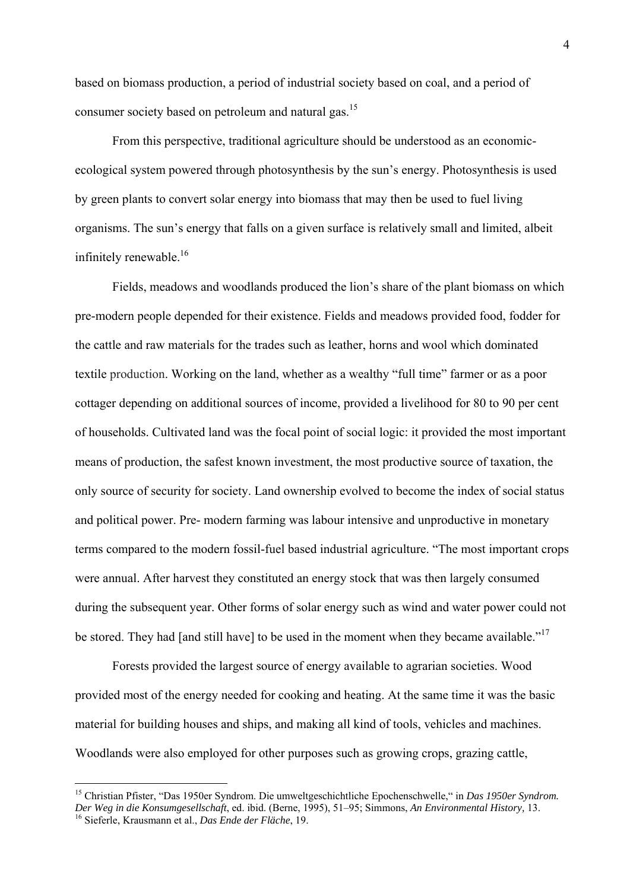based on biomass production, a period of industrial society based on coal, and a period of consumer society based on petroleum and natural gas.[15]

From this perspective, traditional agriculture should be understood as an economic-ecological system powered through photosynthesis by the sun's energy. Photosynthesis is used by green plants to convert solar energy into biomass that may then be used to fuel living organisms. The sun's energy that falls on a given surface is relatively small and limited, albeit infinitely renewable.[16]

Fields, meadows and woodlands produced the lion's share of the plant biomass on which pre-modern people depended for their existence. Fields and meadows provided food, fodder for the cattle and raw materials for the trades such as leather, horns and wool which dominated textile production. Working on the land, whether as a wealthy "full time" farmer or as a poor cottager depending on additional sources of income, provided a livelihood for 80 to 90 per cent of households. Cultivated land was the focal point of social logic: it provided the most important means of production, the safest known investment, the most productive source of taxation, the only source of security for society. Land ownership evolved to become the index of social status and political power. Pre- modern farming was labour intensive and unproductive in monetary terms compared to the modern fossil-fuel based industrial agriculture. "The most important crops were annual. After harvest they constituted an energy stock that was then largely consumed during the subsequent year. Other forms of solar energy such as wind and water power could not be stored. They had [and still have] to be used in the moment when they became available."[17]

Forests provided the largest source of energy available to agrarian societies. Wood provided most of the energy needed for cooking and heating. At the same time it was the basic material for building houses and ships, and making all kind of tools, vehicles and machines. Woodlands were also employed for other purposes such as growing crops, grazing cattle,

---

[15] Christian Pfister, "Das 1950er Syndrom. Die umweltgeschichtliche Epochenschwelle," in *Das 1950er Syndrom. Der Weg in die Konsumgesellschaft*, ed. ibid. (Berne, 1995), 51–95; Simmons, *An Environmental History,* 13.

[16] Sieferle, Krausmann et al., *Das Ende der Fläche*, 19.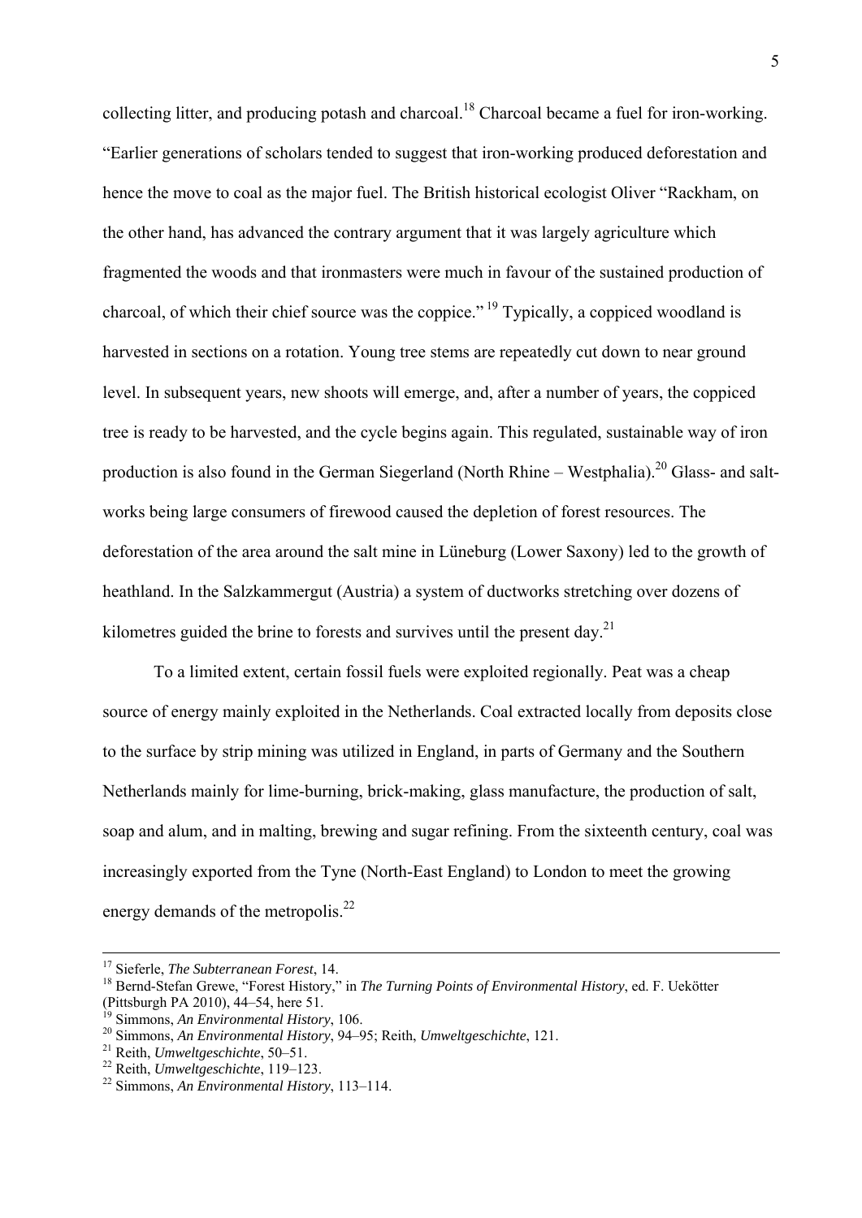collecting litter, and producing potash and charcoal.[18] Charcoal became a fuel for iron-working. "Earlier generations of scholars tended to suggest that iron-working produced deforestation and hence the move to coal as the major fuel. The British historical ecologist Oliver "Rackham, on the other hand, has advanced the contrary argument that it was largely agriculture which fragmented the woods and that ironmasters were much in favour of the sustained production of charcoal, of which their chief source was the coppice." [19] Typically, a coppiced woodland is harvested in sections on a rotation. Young tree stems are repeatedly cut down to near ground level. In subsequent years, new shoots will emerge, and, after a number of years, the coppiced tree is ready to be harvested, and the cycle begins again. This regulated, sustainable way of iron production is also found in the German Siegerland (North Rhine – Westphalia).[20] Glass- and salt-works being large consumers of firewood caused the depletion of forest resources. The deforestation of the area around the salt mine in Lüneburg (Lower Saxony) led to the growth of heathland. In the Salzkammergut (Austria) a system of ductworks stretching over dozens of kilometres guided the brine to forests and survives until the present day.[21]

To a limited extent, certain fossil fuels were exploited regionally. Peat was a cheap source of energy mainly exploited in the Netherlands. Coal extracted locally from deposits close to the surface by strip mining was utilized in England, in parts of Germany and the Southern Netherlands mainly for lime-burning, brick-making, glass manufacture, the production of salt, soap and alum, and in malting, brewing and sugar refining. From the sixteenth century, coal was increasingly exported from the Tyne (North-East England) to London to meet the growing energy demands of the metropolis.[22]

---

[17] Sieferle, *The Subterranean Forest*, 14.

[18] Bernd-Stefan Grewe, "Forest History," in *The Turning Points of Environmental History*, ed. F. Uekötter (Pittsburgh PA 2010), 44–54, here 51.

[19] Simmons, *An Environmental History*, 106.

[20] Simmons, *An Environmental History*, 94–95; Reith, *Umweltgeschichte*, 121.

[21] Reith, *Umweltgeschichte*, 50–51.

[22] Reith, *Umweltgeschichte*, 119–123.

[22] Simmons, *An Environmental History*, 113–114.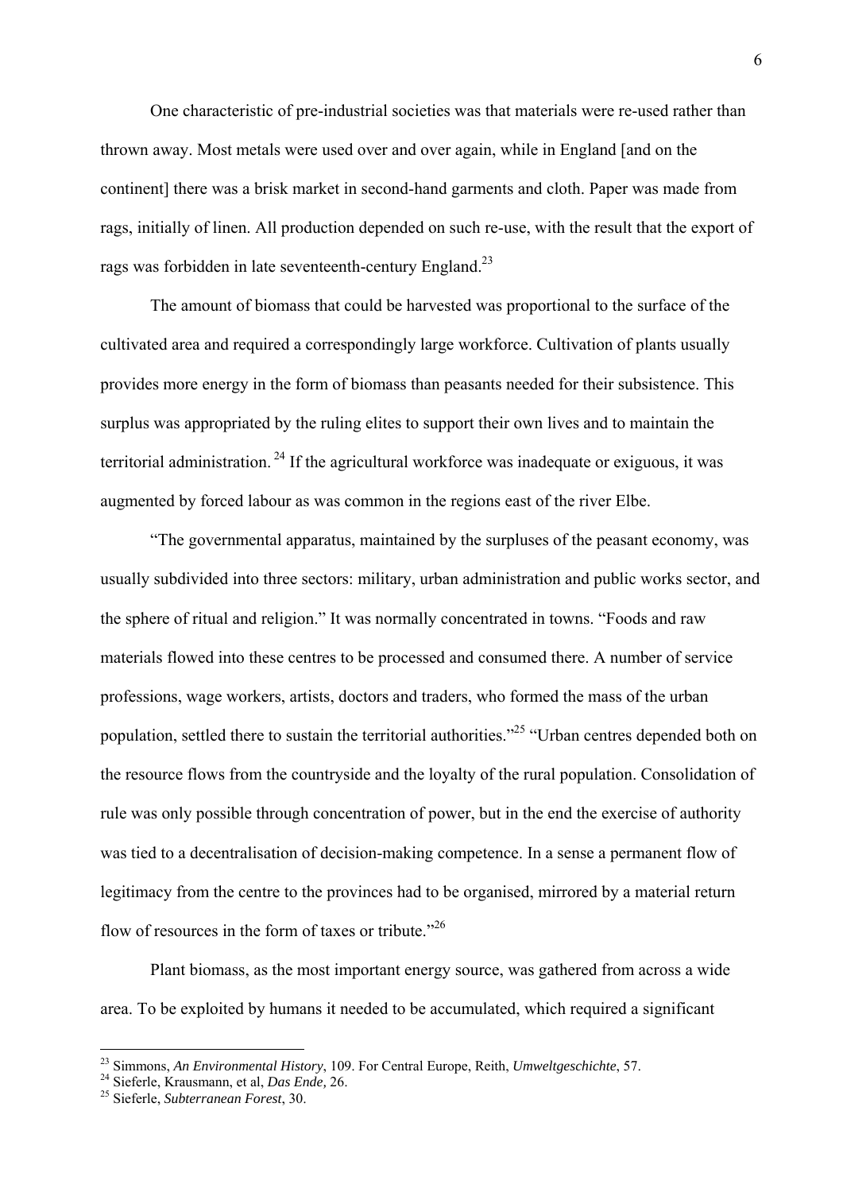One characteristic of pre-industrial societies was that materials were re-used rather than thrown away. Most metals were used over and over again, while in England [and on the continent] there was a brisk market in second-hand garments and cloth. Paper was made from rags, initially of linen. All production depended on such re-use, with the result that the export of rags was forbidden in late seventeenth-century England.[23]

The amount of biomass that could be harvested was proportional to the surface of the cultivated area and required a correspondingly large workforce. Cultivation of plants usually provides more energy in the form of biomass than peasants needed for their subsistence. This surplus was appropriated by the ruling elites to support their own lives and to maintain the territorial administration. [24] If the agricultural workforce was inadequate or exiguous, it was augmented by forced labour as was common in the regions east of the river Elbe.

"The governmental apparatus, maintained by the surpluses of the peasant economy, was usually subdivided into three sectors: military, urban administration and public works sector, and the sphere of ritual and religion." It was normally concentrated in towns. "Foods and raw materials flowed into these centres to be processed and consumed there. A number of service professions, wage workers, artists, doctors and traders, who formed the mass of the urban population, settled there to sustain the territorial authorities."[25] "Urban centres depended both on the resource flows from the countryside and the loyalty of the rural population. Consolidation of rule was only possible through concentration of power, but in the end the exercise of authority was tied to a decentralisation of decision-making competence. In a sense a permanent flow of legitimacy from the centre to the provinces had to be organised, mirrored by a material return flow of resources in the form of taxes or tribute."[26]

Plant biomass, as the most important energy source, was gathered from across a wide area. To be exploited by humans it needed to be accumulated, which required a significant

---

[23] Simmons, *An Environmental History*, 109. For Central Europe, Reith, *Umweltgeschichte*, 57.

[24] Sieferle, Krausmann, et al, *Das Ende,* 26.

[25] Sieferle, *Subterranean Forest*, 30.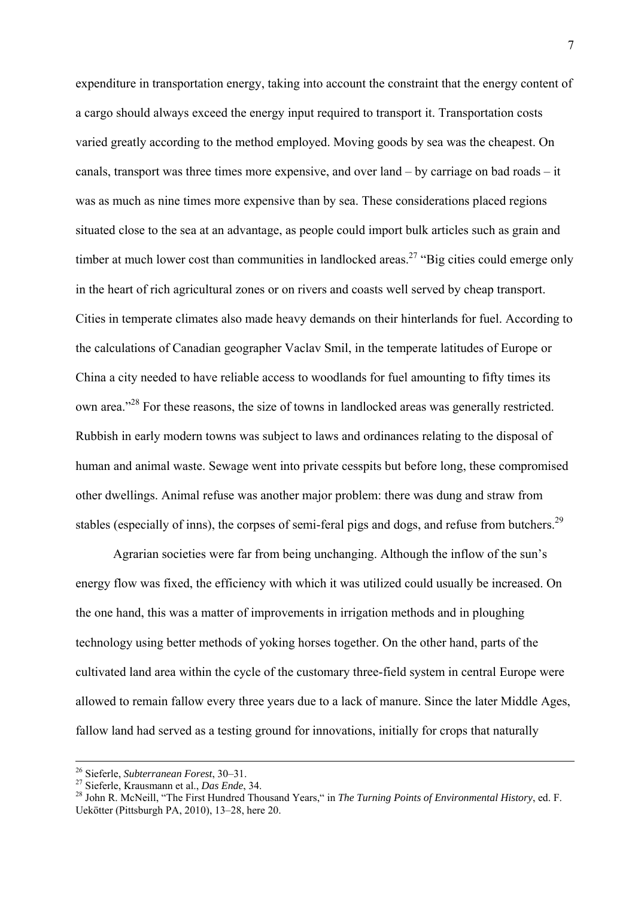expenditure in transportation energy, taking into account the constraint that the energy content of a cargo should always exceed the energy input required to transport it. Transportation costs varied greatly according to the method employed. Moving goods by sea was the cheapest. On canals, transport was three times more expensive, and over land – by carriage on bad roads – it was as much as nine times more expensive than by sea. These considerations placed regions situated close to the sea at an advantage, as people could import bulk articles such as grain and timber at much lower cost than communities in landlocked areas.[27] "Big cities could emerge only in the heart of rich agricultural zones or on rivers and coasts well served by cheap transport. Cities in temperate climates also made heavy demands on their hinterlands for fuel. According to the calculations of Canadian geographer Vaclav Smil, in the temperate latitudes of Europe or China a city needed to have reliable access to woodlands for fuel amounting to fifty times its own area."[28] For these reasons, the size of towns in landlocked areas was generally restricted. Rubbish in early modern towns was subject to laws and ordinances relating to the disposal of human and animal waste. Sewage went into private cesspits but before long, these compromised other dwellings. Animal refuse was another major problem: there was dung and straw from stables (especially of inns), the corpses of semi-feral pigs and dogs, and refuse from butchers.[29]

Agrarian societies were far from being unchanging. Although the inflow of the sun's energy flow was fixed, the efficiency with which it was utilized could usually be increased. On the one hand, this was a matter of improvements in irrigation methods and in ploughing technology using better methods of yoking horses together. On the other hand, parts of the cultivated land area within the cycle of the customary three-field system in central Europe were allowed to remain fallow every three years due to a lack of manure. Since the later Middle Ages, fallow land had served as a testing ground for innovations, initially for crops that naturally

---

[26] Sieferle, *Subterranean Forest*, 30–31.
[27] Sieferle, Krausmann et al., *Das Ende*, 34.
[28] John R. McNeill, "The First Hundred Thousand Years," in *The Turning Points of Environmental History*, ed. F. Uekötter (Pittsburgh PA, 2010), 13–28, here 20.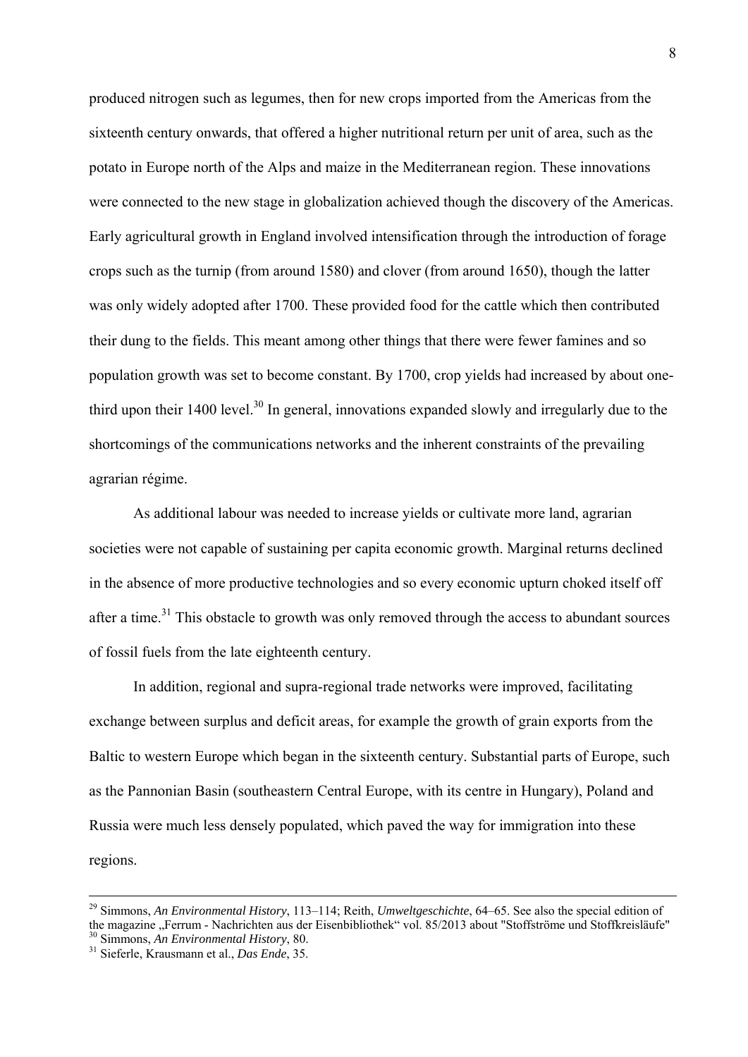produced nitrogen such as legumes, then for new crops imported from the Americas from the sixteenth century onwards, that offered a higher nutritional return per unit of area, such as the potato in Europe north of the Alps and maize in the Mediterranean region. These innovations were connected to the new stage in globalization achieved though the discovery of the Americas. Early agricultural growth in England involved intensification through the introduction of forage crops such as the turnip (from around 1580) and clover (from around 1650), though the latter was only widely adopted after 1700. These provided food for the cattle which then contributed their dung to the fields. This meant among other things that there were fewer famines and so population growth was set to become constant. By 1700, crop yields had increased by about one-third upon their 1400 level.[30] In general, innovations expanded slowly and irregularly due to the shortcomings of the communications networks and the inherent constraints of the prevailing agrarian régime.

As additional labour was needed to increase yields or cultivate more land, agrarian societies were not capable of sustaining per capita economic growth. Marginal returns declined in the absence of more productive technologies and so every economic upturn choked itself off after a time.[31] This obstacle to growth was only removed through the access to abundant sources of fossil fuels from the late eighteenth century.

In addition, regional and supra-regional trade networks were improved, facilitating exchange between surplus and deficit areas, for example the growth of grain exports from the Baltic to western Europe which began in the sixteenth century. Substantial parts of Europe, such as the Pannonian Basin (southeastern Central Europe, with its centre in Hungary), Poland and Russia were much less densely populated, which paved the way for immigration into these regions.

---

[29] Simmons, *An Environmental History*, 113–114; Reith, *Umweltgeschichte*, 64–65. See also the special edition of the magazine „Ferrum - Nachrichten aus der Eisenbibliothek“ vol. 85/2013 about "Stoffströme und Stoffkreisläufe"

[30] Simmons, *An Environmental History*, 80.

[31] Sieferle, Krausmann et al., *Das Ende*, 35.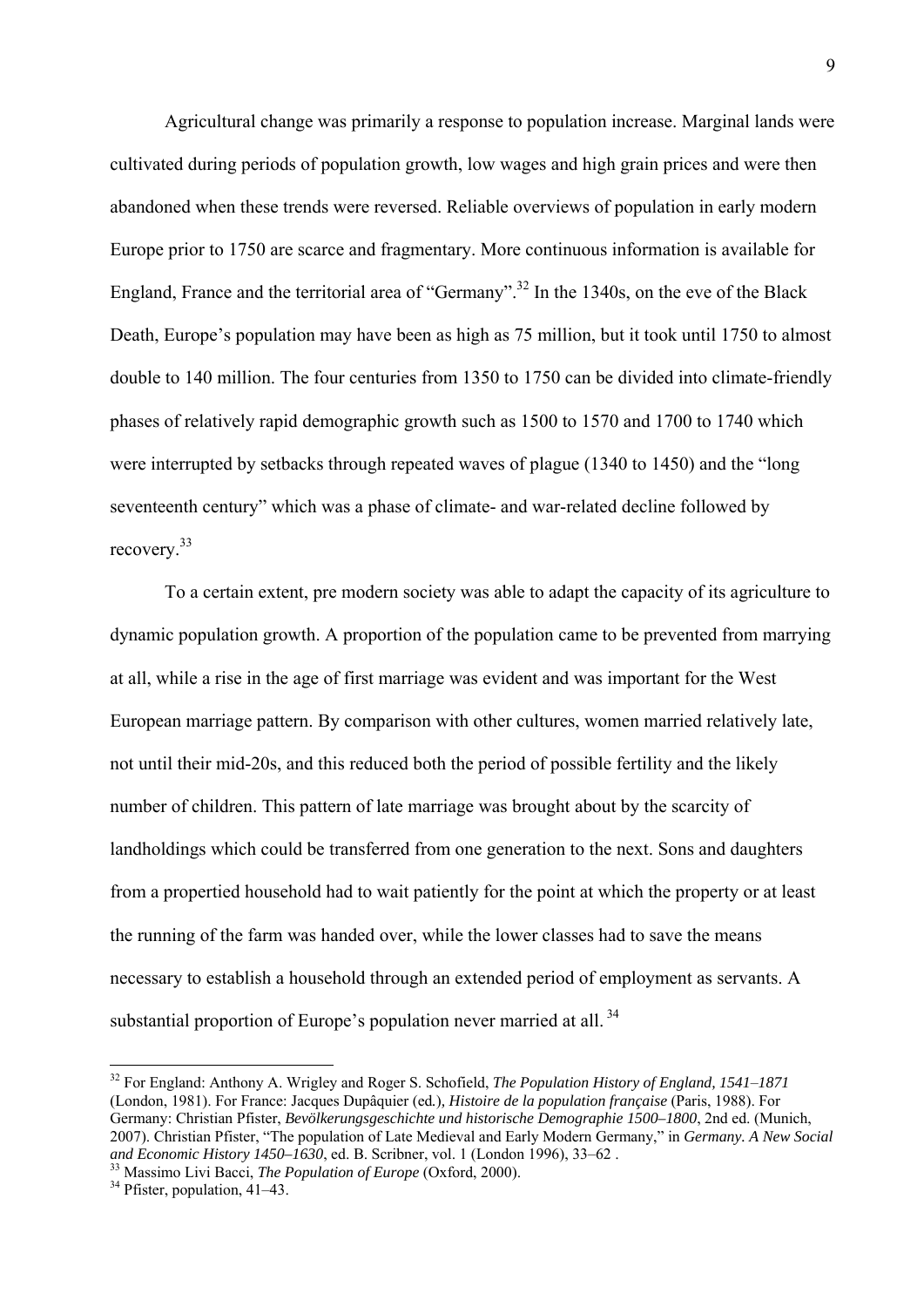Agricultural change was primarily a response to population increase. Marginal lands were cultivated during periods of population growth, low wages and high grain prices and were then abandoned when these trends were reversed. Reliable overviews of population in early modern Europe prior to 1750 are scarce and fragmentary. More continuous information is available for England, France and the territorial area of "Germany".[32] In the 1340s, on the eve of the Black Death, Europe's population may have been as high as 75 million, but it took until 1750 to almost double to 140 million. The four centuries from 1350 to 1750 can be divided into climate-friendly phases of relatively rapid demographic growth such as 1500 to 1570 and 1700 to 1740 which were interrupted by setbacks through repeated waves of plague (1340 to 1450) and the "long seventeenth century" which was a phase of climate- and war-related decline followed by recovery.[33]

To a certain extent, pre modern society was able to adapt the capacity of its agriculture to dynamic population growth. A proportion of the population came to be prevented from marrying at all, while a rise in the age of first marriage was evident and was important for the West European marriage pattern. By comparison with other cultures, women married relatively late, not until their mid-20s, and this reduced both the period of possible fertility and the likely number of children. This pattern of late marriage was brought about by the scarcity of landholdings which could be transferred from one generation to the next. Sons and daughters from a propertied household had to wait patiently for the point at which the property or at least the running of the farm was handed over, while the lower classes had to save the means necessary to establish a household through an extended period of employment as servants. A substantial proportion of Europe's population never married at all.[34]

---

[32] For England: Anthony A. Wrigley and Roger S. Schofield, *The Population History of England, 1541–1871* (London, 1981). For France: Jacques Dupâquier (ed.), *Histoire de la population française* (Paris, 1988). For Germany: Christian Pfister, *Bevölkerungsgeschichte und historische Demographie 1500–1800*, 2nd ed. (Munich, 2007). Christian Pfister, "The population of Late Medieval and Early Modern Germany," in *Germany. A New Social and Economic History 1450–1630*, ed. B. Scribner, vol. 1 (London 1996), 33–62 .

[33] Massimo Livi Bacci, *The Population of Europe* (Oxford, 2000).

[34] Pfister, population, 41–43.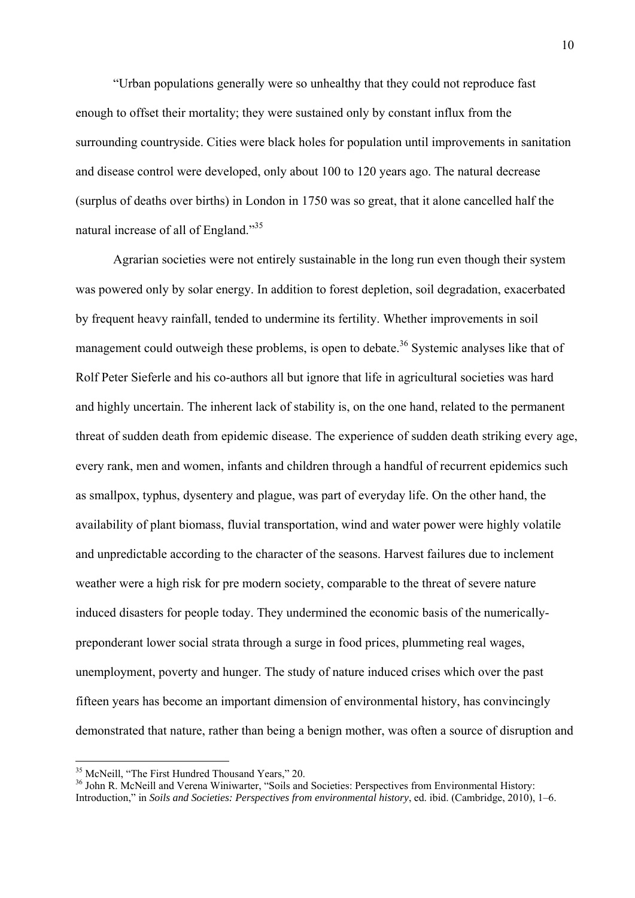"Urban populations generally were so unhealthy that they could not reproduce fast enough to offset their mortality; they were sustained only by constant influx from the surrounding countryside. Cities were black holes for population until improvements in sanitation and disease control were developed, only about 100 to 120 years ago. The natural decrease (surplus of deaths over births) in London in 1750 was so great, that it alone cancelled half the natural increase of all of England."[35]

Agrarian societies were not entirely sustainable in the long run even though their system was powered only by solar energy. In addition to forest depletion, soil degradation, exacerbated by frequent heavy rainfall, tended to undermine its fertility. Whether improvements in soil management could outweigh these problems, is open to debate.[36] Systemic analyses like that of Rolf Peter Sieferle and his co-authors all but ignore that life in agricultural societies was hard and highly uncertain. The inherent lack of stability is, on the one hand, related to the permanent threat of sudden death from epidemic disease. The experience of sudden death striking every age, every rank, men and women, infants and children through a handful of recurrent epidemics such as smallpox, typhus, dysentery and plague, was part of everyday life. On the other hand, the availability of plant biomass, fluvial transportation, wind and water power were highly volatile and unpredictable according to the character of the seasons. Harvest failures due to inclement weather were a high risk for pre modern society, comparable to the threat of severe nature induced disasters for people today. They undermined the economic basis of the numerically-preponderant lower social strata through a surge in food prices, plummeting real wages, unemployment, poverty and hunger. The study of nature induced crises which over the past fifteen years has become an important dimension of environmental history, has convincingly demonstrated that nature, rather than being a benign mother, was often a source of disruption and

[35] McNeill, "The First Hundred Thousand Years," 20.

[36] John R. McNeill and Verena Winiwarter, "Soils and Societies: Perspectives from Environmental History: Introduction," in *Soils and Societies: Perspectives from environmental history*, ed. ibid. (Cambridge, 2010), 1–6.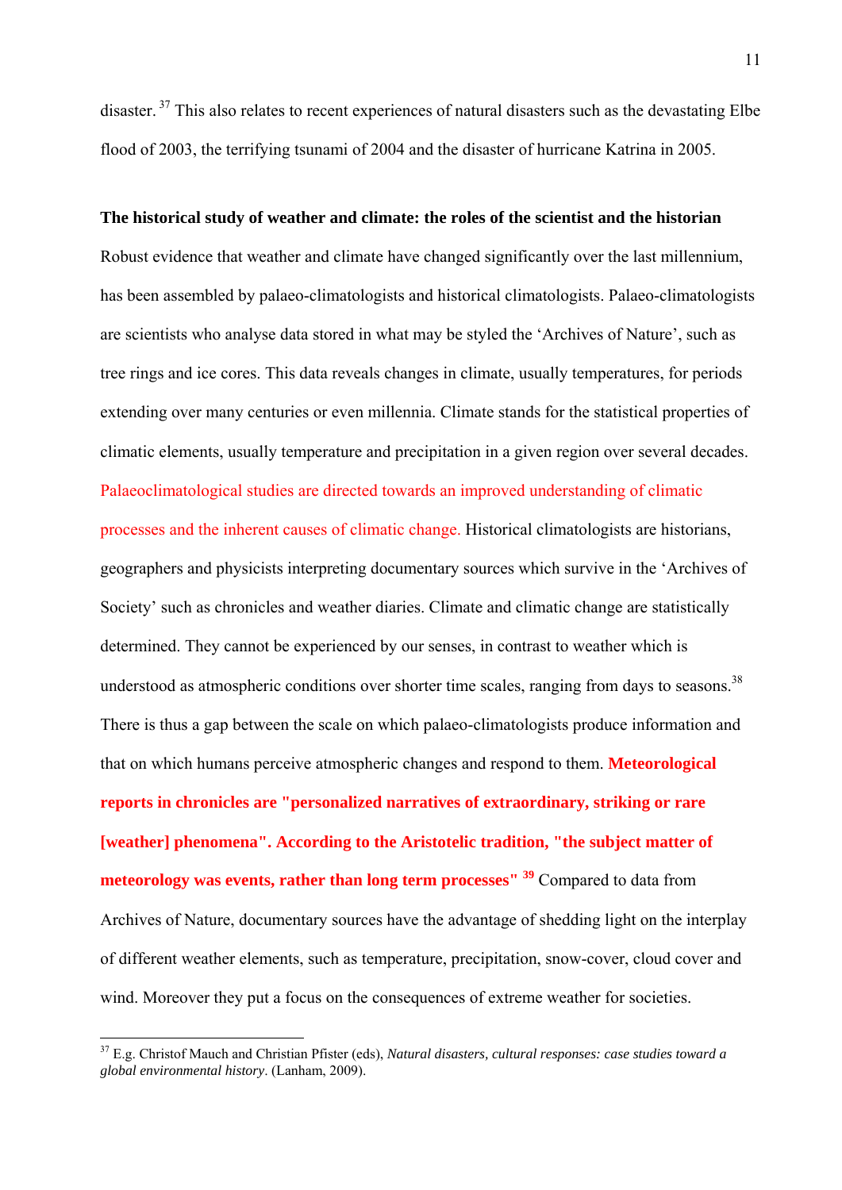disaster.[37] This also relates to recent experiences of natural disasters such as the devastating Elbe flood of 2003, the terrifying tsunami of 2004 and the disaster of hurricane Katrina in 2005.

**The historical study of weather and climate: the roles of the scientist and the historian**

Robust evidence that weather and climate have changed significantly over the last millennium, has been assembled by palaeo-climatologists and historical climatologists. Palaeo-climatologists are scientists who analyse data stored in what may be styled the 'Archives of Nature', such as tree rings and ice cores. This data reveals changes in climate, usually temperatures, for periods extending over many centuries or even millennia. Climate stands for the statistical properties of climatic elements, usually temperature and precipitation in a given region over several decades. Palaeoclimatological studies are directed towards an improved understanding of climatic processes and the inherent causes of climatic change. Historical climatologists are historians, geographers and physicists interpreting documentary sources which survive in the 'Archives of Society' such as chronicles and weather diaries. Climate and climatic change are statistically determined. They cannot be experienced by our senses, in contrast to weather which is understood as atmospheric conditions over shorter time scales, ranging from days to seasons.[38] There is thus a gap between the scale on which palaeo-climatologists produce information and that on which humans perceive atmospheric changes and respond to them. **Meteorological reports in chronicles are "personalized narratives of extraordinary, striking or rare [weather] phenomena". According to the Aristotelic tradition, "the subject matter of meteorology was events, rather than long term processes"** [39] Compared to data from Archives of Nature, documentary sources have the advantage of shedding light on the interplay of different weather elements, such as temperature, precipitation, snow-cover, cloud cover and wind. Moreover they put a focus on the consequences of extreme weather for societies.

---

[37] E.g. Christof Mauch and Christian Pfister (eds), *Natural disasters, cultural responses: case studies toward a global environmental history*. (Lanham, 2009).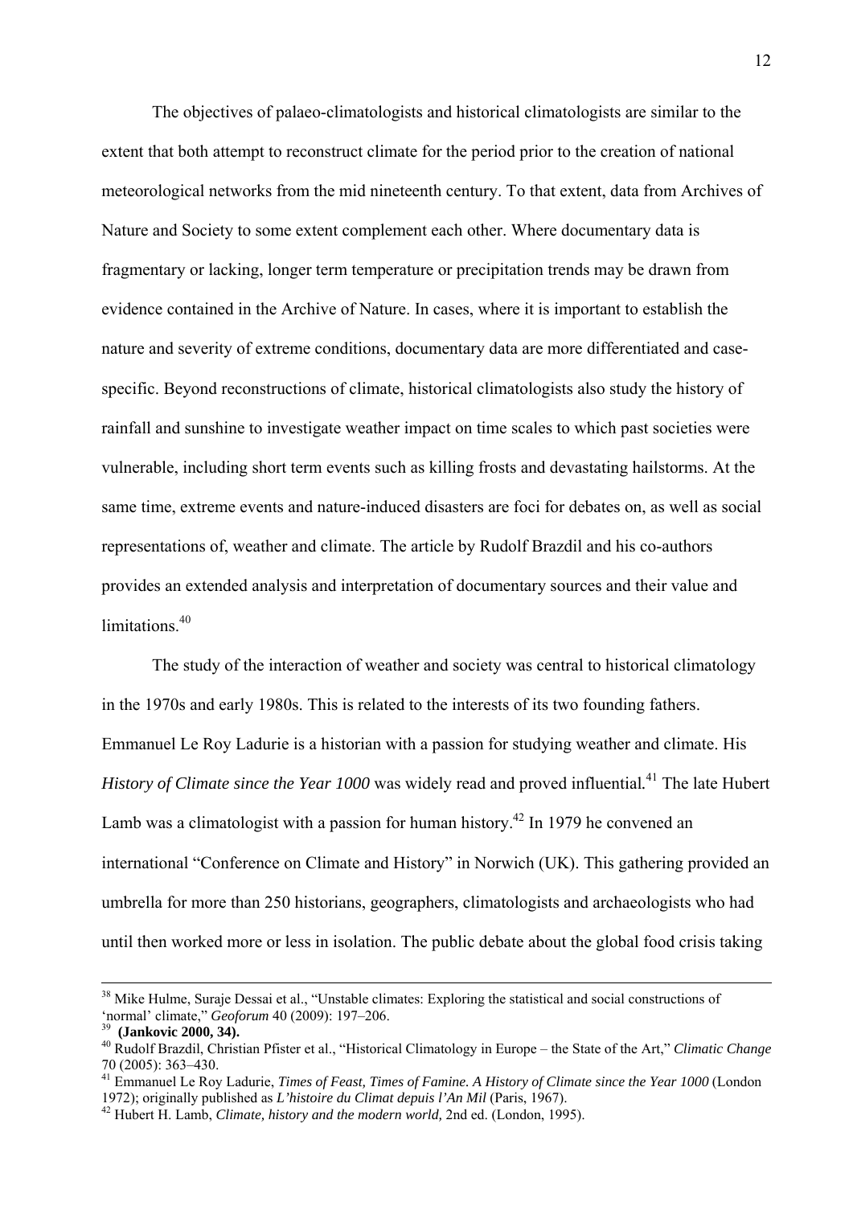The objectives of palaeo-climatologists and historical climatologists are similar to the extent that both attempt to reconstruct climate for the period prior to the creation of national meteorological networks from the mid nineteenth century. To that extent, data from Archives of Nature and Society to some extent complement each other. Where documentary data is fragmentary or lacking, longer term temperature or precipitation trends may be drawn from evidence contained in the Archive of Nature. In cases, where it is important to establish the nature and severity of extreme conditions, documentary data are more differentiated and case-specific. Beyond reconstructions of climate, historical climatologists also study the history of rainfall and sunshine to investigate weather impact on time scales to which past societies were vulnerable, including short term events such as killing frosts and devastating hailstorms. At the same time, extreme events and nature-induced disasters are foci for debates on, as well as social representations of, weather and climate. The article by Rudolf Brazdil and his co-authors provides an extended analysis and interpretation of documentary sources and their value and limitations.[40]

The study of the interaction of weather and society was central to historical climatology in the 1970s and early 1980s. This is related to the interests of its two founding fathers. Emmanuel Le Roy Ladurie is a historian with a passion for studying weather and climate. His *History of Climate since the Year 1000* was widely read and proved influential.[41] The late Hubert Lamb was a climatologist with a passion for human history.[42] In 1979 he convened an international "Conference on Climate and History" in Norwich (UK). This gathering provided an umbrella for more than 250 historians, geographers, climatologists and archaeologists who had until then worked more or less in isolation. The public debate about the global food crisis taking

---

[38] Mike Hulme, Suraje Dessai et al., "Unstable climates: Exploring the statistical and social constructions of 'normal' climate," *Geoforum* 40 (2009): 197–206.

[39] **(Jankovic 2000, 34).**

[40] Rudolf Brazdil, Christian Pfister et al., "Historical Climatology in Europe – the State of the Art," *Climatic Change* 70 (2005): 363–430.

[41] Emmanuel Le Roy Ladurie, *Times of Feast, Times of Famine. A History of Climate since the Year 1000* (London 1972); originally published as *L'histoire du Climat depuis l'An Mil* (Paris, 1967).

[42] Hubert H. Lamb, *Climate, history and the modern world,* 2nd ed. (London, 1995).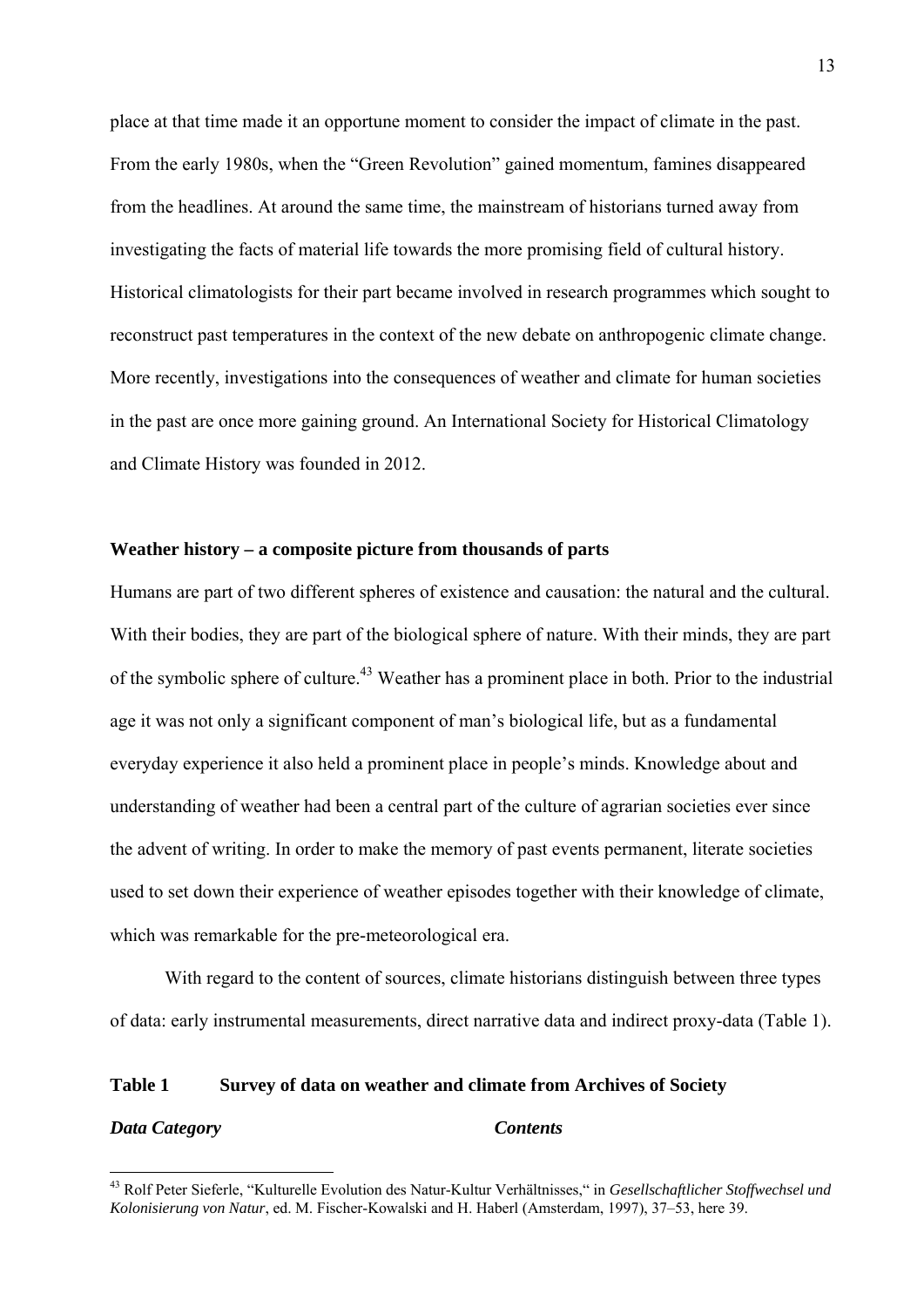place at that time made it an opportune moment to consider the impact of climate in the past. From the early 1980s, when the "Green Revolution" gained momentum, famines disappeared from the headlines. At around the same time, the mainstream of historians turned away from investigating the facts of material life towards the more promising field of cultural history. Historical climatologists for their part became involved in research programmes which sought to reconstruct past temperatures in the context of the new debate on anthropogenic climate change. More recently, investigations into the consequences of weather and climate for human societies in the past are once more gaining ground. An International Society for Historical Climatology and Climate History was founded in 2012.

## Weather history – a composite picture from thousands of parts

Humans are part of two different spheres of existence and causation: the natural and the cultural. With their bodies, they are part of the biological sphere of nature. With their minds, they are part of the symbolic sphere of culture.[43] Weather has a prominent place in both. Prior to the industrial age it was not only a significant component of man's biological life, but as a fundamental everyday experience it also held a prominent place in people's minds. Knowledge about and understanding of weather had been a central part of the culture of agrarian societies ever since the advent of writing. In order to make the memory of past events permanent, literate societies used to set down their experience of weather episodes together with their knowledge of climate, which was remarkable for the pre-meteorological era.

With regard to the content of sources, climate historians distinguish between three types of data: early instrumental measurements, direct narrative data and indirect proxy-data (Table 1).

**Table 1 Survey of data on weather and climate from Archives of Society**

| ***Data Category*** | ***Contents*** |
|---|---|

[43] Rolf Peter Sieferle, "Kulturelle Evolution des Natur-Kultur Verhältnisses," in *Gesellschaftlicher Stoffwechsel und Kolonisierung von Natur*, ed. M. Fischer-Kowalski and H. Haberl (Amsterdam, 1997), 37–53, here 39.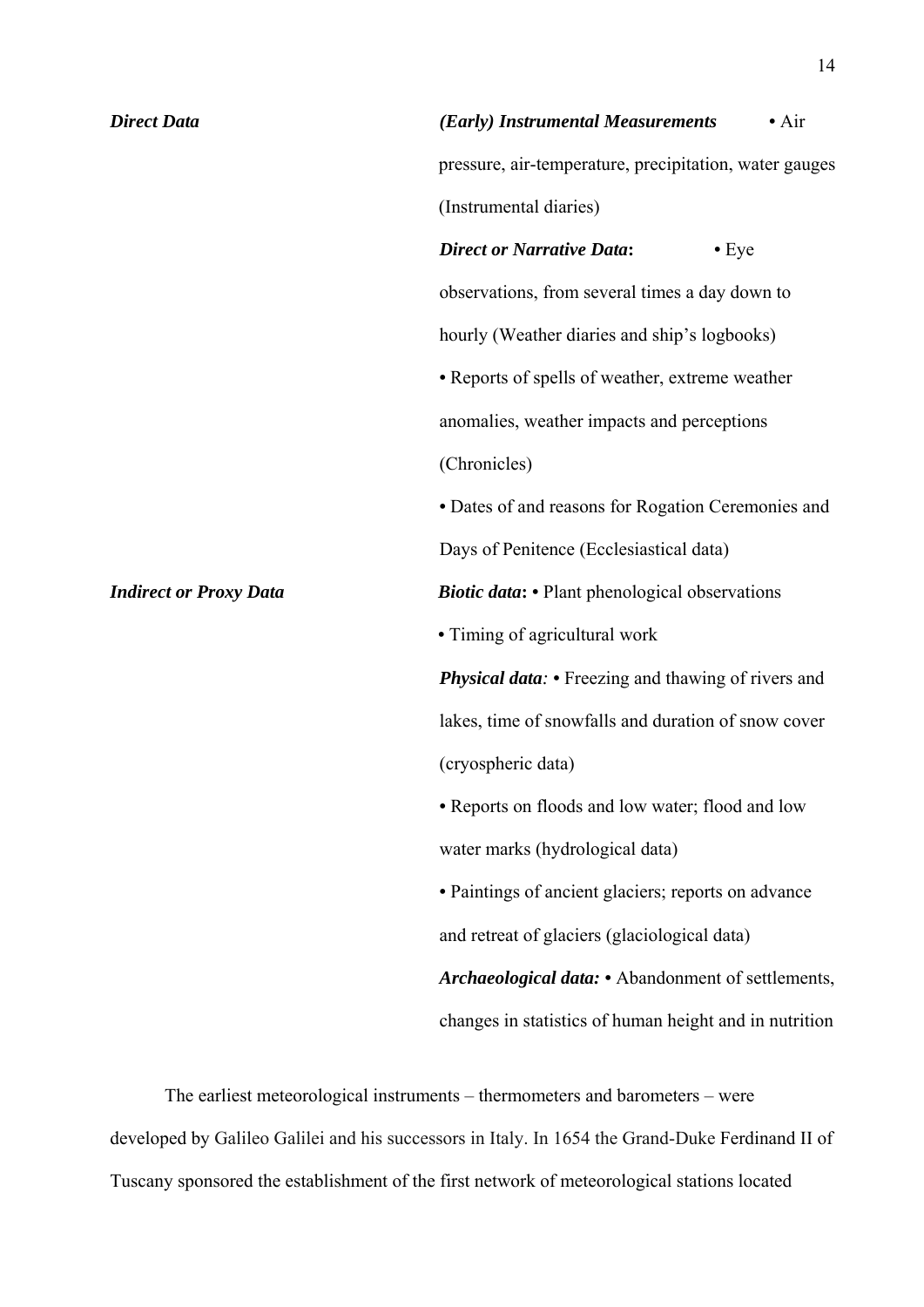| | |
|---|---|
| ***Direct Data*** | ***(Early) Instrumental Measurements*** • Air pressure, air-temperature, precipitation, water gauges (Instrumental diaries) |
| | ***Direct or Narrative Data*:** • Eye observations, from several times a day down to hourly (Weather diaries and ship's logbooks) |
| | • Reports of spells of weather, extreme weather anomalies, weather impacts and perceptions (Chronicles) |
| | • Dates of and reasons for Rogation Ceremonies and Days of Penitence (Ecclesiastical data) |
| ***Indirect or Proxy Data*** | ***Biotic data*:** • Plant phenological observations |
| | • Timing of agricultural work |
| | ***Physical data*:** • Freezing and thawing of rivers and lakes, time of snowfalls and duration of snow cover (cryospheric data) |
| | • Reports on floods and low water; flood and low water marks (hydrological data) |
| | • Paintings of ancient glaciers; reports on advance and retreat of glaciers (glaciological data) |
| | ***Archaeological data:*** • Abandonment of settlements, changes in statistics of human height and in nutrition |

The earliest meteorological instruments – thermometers and barometers – were developed by Galileo Galilei and his successors in Italy. In 1654 the Grand-Duke Ferdinand II of Tuscany sponsored the establishment of the first network of meteorological stations located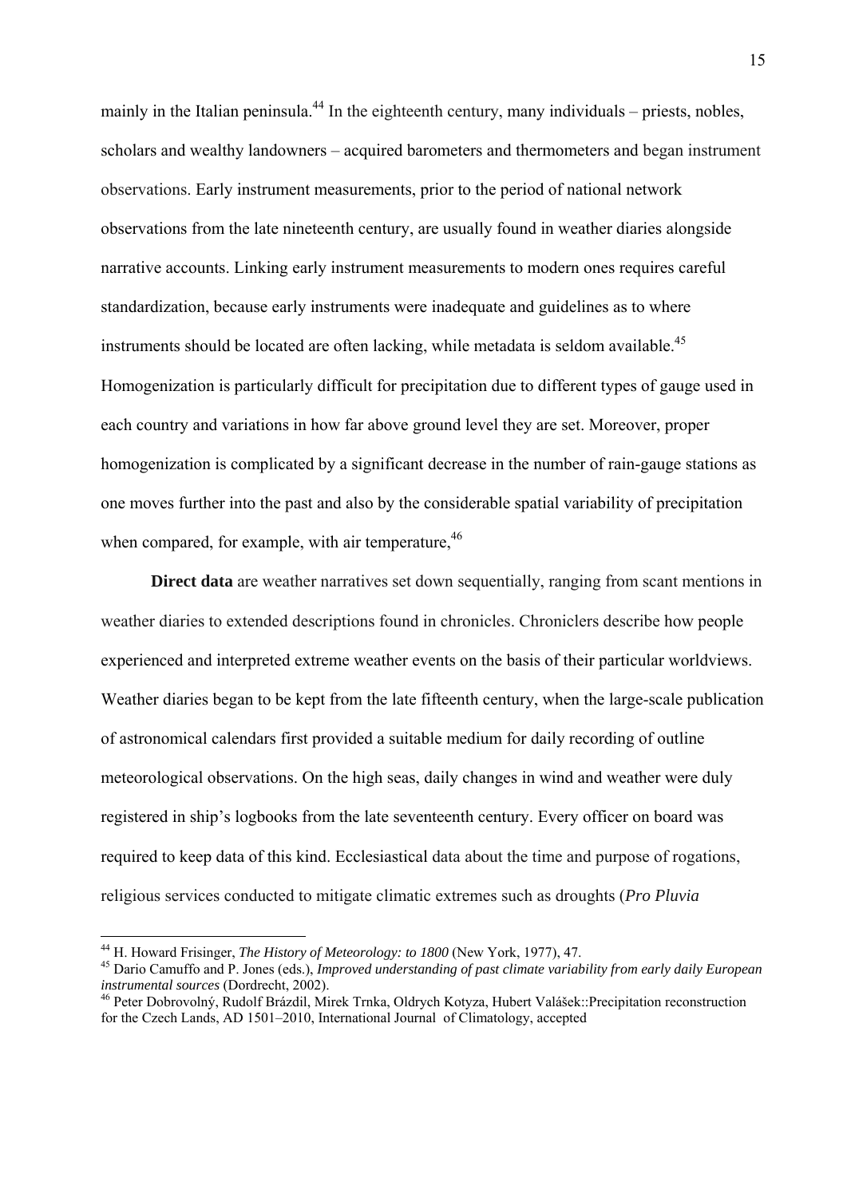mainly in the Italian peninsula.[44] In the eighteenth century, many individuals – priests, nobles, scholars and wealthy landowners – acquired barometers and thermometers and began instrument observations. Early instrument measurements, prior to the period of national network observations from the late nineteenth century, are usually found in weather diaries alongside narrative accounts. Linking early instrument measurements to modern ones requires careful standardization, because early instruments were inadequate and guidelines as to where instruments should be located are often lacking, while metadata is seldom available.[45] Homogenization is particularly difficult for precipitation due to different types of gauge used in each country and variations in how far above ground level they are set. Moreover, proper homogenization is complicated by a significant decrease in the number of rain-gauge stations as one moves further into the past and also by the considerable spatial variability of precipitation when compared, for example, with air temperature,[46]

**Direct data** are weather narratives set down sequentially, ranging from scant mentions in weather diaries to extended descriptions found in chronicles. Chroniclers describe how people experienced and interpreted extreme weather events on the basis of their particular worldviews. Weather diaries began to be kept from the late fifteenth century, when the large-scale publication of astronomical calendars first provided a suitable medium for daily recording of outline meteorological observations. On the high seas, daily changes in wind and weather were duly registered in ship's logbooks from the late seventeenth century. Every officer on board was required to keep data of this kind. Ecclesiastical data about the time and purpose of rogations, religious services conducted to mitigate climatic extremes such as droughts (*Pro Pluvia*

---

[44] H. Howard Frisinger, *The History of Meteorology: to 1800* (New York, 1977), 47.

[45] Dario Camuffo and P. Jones (eds.), *Improved understanding of past climate variability from early daily European instrumental sources* (Dordrecht, 2002).

[46] Peter Dobrovolný, Rudolf Brázdil, Mirek Trnka, Oldrych Kotyza, Hubert Valášek::Precipitation reconstruction for the Czech Lands, AD 1501–2010, International Journal of Climatology, accepted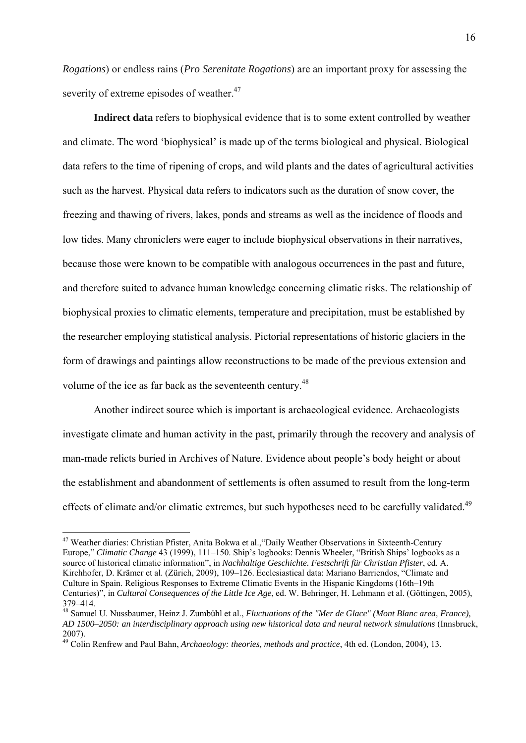*Rogations*) or endless rains (*Pro Serenitate Rogations*) are an important proxy for assessing the severity of extreme episodes of weather.[47]

**Indirect data** refers to biophysical evidence that is to some extent controlled by weather and climate. The word 'biophysical' is made up of the terms biological and physical. Biological data refers to the time of ripening of crops, and wild plants and the dates of agricultural activities such as the harvest. Physical data refers to indicators such as the duration of snow cover, the freezing and thawing of rivers, lakes, ponds and streams as well as the incidence of floods and low tides. Many chroniclers were eager to include biophysical observations in their narratives, because those were known to be compatible with analogous occurrences in the past and future, and therefore suited to advance human knowledge concerning climatic risks. The relationship of biophysical proxies to climatic elements, temperature and precipitation, must be established by the researcher employing statistical analysis. Pictorial representations of historic glaciers in the form of drawings and paintings allow reconstructions to be made of the previous extension and volume of the ice as far back as the seventeenth century.[48]

Another indirect source which is important is archaeological evidence. Archaeologists investigate climate and human activity in the past, primarily through the recovery and analysis of man-made relicts buried in Archives of Nature. Evidence about people's body height or about the establishment and abandonment of settlements is often assumed to result from the long-term effects of climate and/or climatic extremes, but such hypotheses need to be carefully validated.[49]

---

[47] Weather diaries: Christian Pfister, Anita Bokwa et al.,"Daily Weather Observations in Sixteenth-Century Europe," *Climatic Change* 43 (1999), 111–150. Ship's logbooks: Dennis Wheeler, "British Ships' logbooks as a source of historical climatic information", in *Nachhaltige Geschichte. Festschrift für Christian Pfister*, ed. A. Kirchhofer, D. Krämer et al. (Zürich, 2009), 109–126. Ecclesiastical data: Mariano Barriendos, "Climate and Culture in Spain. Religious Responses to Extreme Climatic Events in the Hispanic Kingdoms (16th–19th Centuries)", in *Cultural Consequences of the Little Ice Age*, ed. W. Behringer, H. Lehmann et al. (Göttingen, 2005), 379–414.

[48] Samuel U. Nussbaumer, Heinz J. Zumbühl et al., *Fluctuations of the "Mer de Glace" (Mont Blanc area, France), AD 1500–2050: an interdisciplinary approach using new historical data and neural network simulations* (Innsbruck, 2007).

[49] Colin Renfrew and Paul Bahn, *Archaeology: theories, methods and practice*, 4th ed. (London, 2004), 13.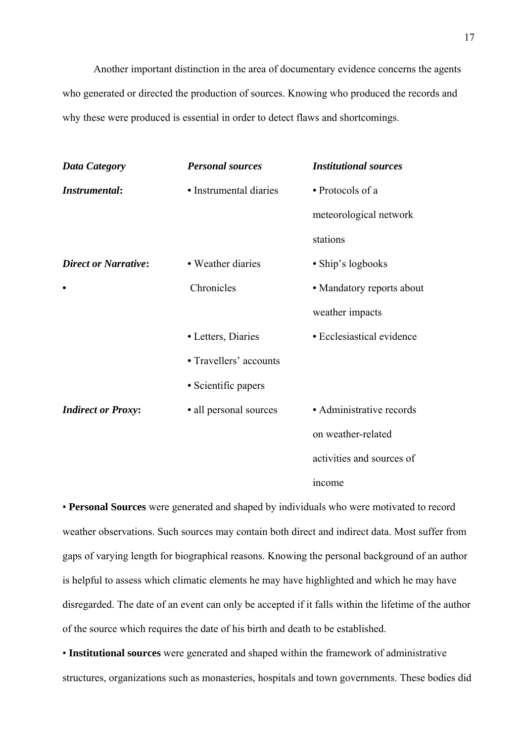Another important distinction in the area of documentary evidence concerns the agents who generated or directed the production of sources. Knowing who produced the records and why these were produced is essential in order to detect flaws and shortcomings.

| ***Data Category*** | ***Personal sources*** | ***Institutional sources*** |
|---|---|---|
| ***Instrumental*:** | • Instrumental diaries | • Protocols of a meteorological network stations |
| ***Direct or Narrative*:** | • Weather diaries | • Ship's logbooks |
| • | Chronicles | • Mandatory reports about weather impacts |
| | • Letters, Diaries | • Ecclesiastical evidence |
| | • Travellers' accounts | |
| | • Scientific papers | |
| ***Indirect or Proxy*:** | • all personal sources | • Administrative records on weather-related activities and sources of income |

• **Personal Sources** were generated and shaped by individuals who were motivated to record weather observations. Such sources may contain both direct and indirect data. Most suffer from gaps of varying length for biographical reasons. Knowing the personal background of an author is helpful to assess which climatic elements he may have highlighted and which he may have disregarded. The date of an event can only be accepted if it falls within the lifetime of the author of the source which requires the date of his birth and death to be established.

• **Institutional sources** were generated and shaped within the framework of administrative structures, organizations such as monasteries, hospitals and town governments. These bodies did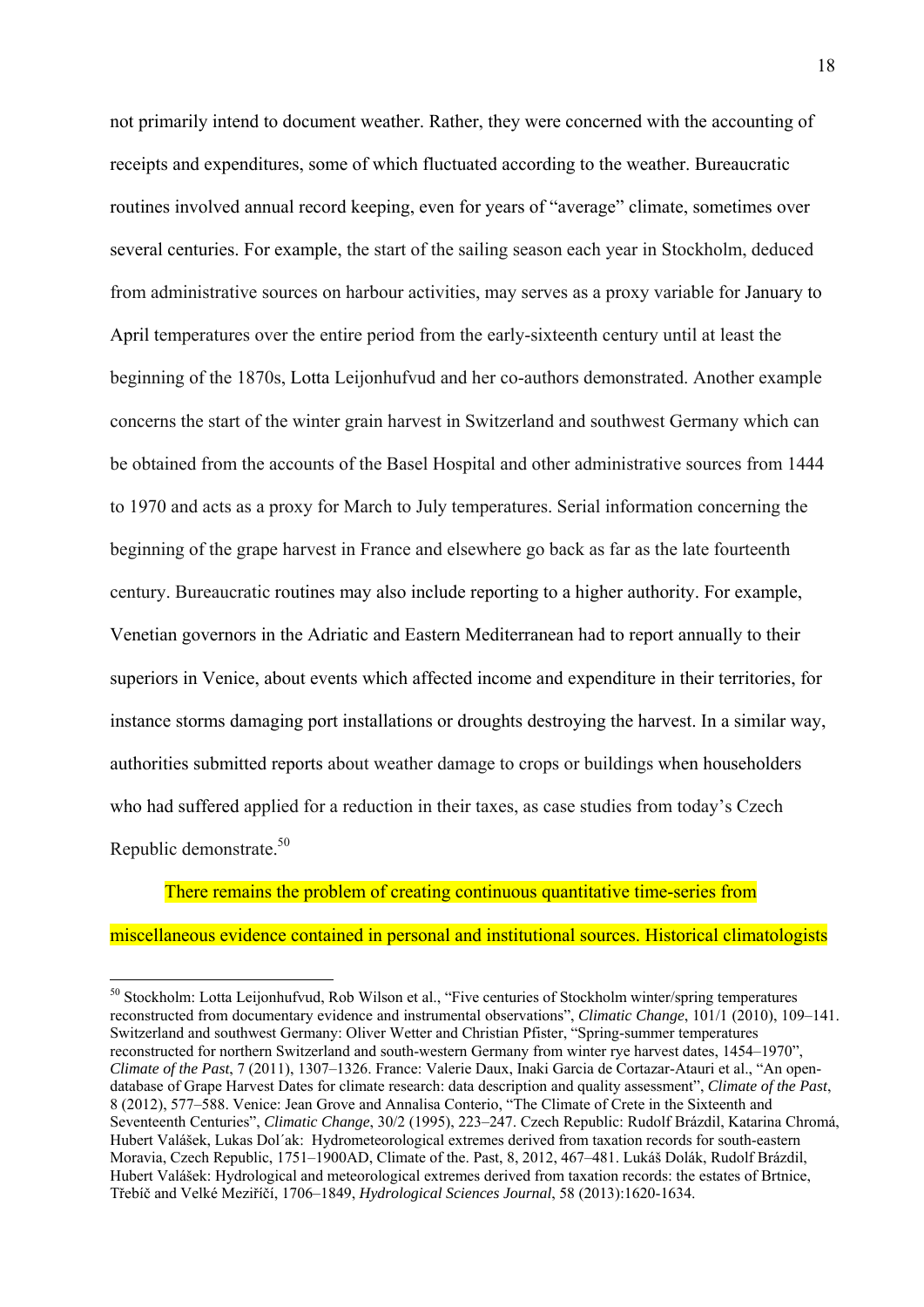not primarily intend to document weather. Rather, they were concerned with the accounting of receipts and expenditures, some of which fluctuated according to the weather. Bureaucratic routines involved annual record keeping, even for years of "average" climate, sometimes over several centuries. For example, the start of the sailing season each year in Stockholm, deduced from administrative sources on harbour activities, may serves as a proxy variable for January to April temperatures over the entire period from the early-sixteenth century until at least the beginning of the 1870s, Lotta Leijonhufvud and her co-authors demonstrated. Another example concerns the start of the winter grain harvest in Switzerland and southwest Germany which can be obtained from the accounts of the Basel Hospital and other administrative sources from 1444 to 1970 and acts as a proxy for March to July temperatures. Serial information concerning the beginning of the grape harvest in France and elsewhere go back as far as the late fourteenth century. Bureaucratic routines may also include reporting to a higher authority. For example, Venetian governors in the Adriatic and Eastern Mediterranean had to report annually to their superiors in Venice, about events which affected income and expenditure in their territories, for instance storms damaging port installations or droughts destroying the harvest. In a similar way, authorities submitted reports about weather damage to crops or buildings when householders who had suffered applied for a reduction in their taxes, as case studies from today's Czech Republic demonstrate.[50]

There remains the problem of creating continuous quantitative time-series from miscellaneous evidence contained in personal and institutional sources. Historical climatologists

---

[50] Stockholm: Lotta Leijonhufvud, Rob Wilson et al., "Five centuries of Stockholm winter/spring temperatures reconstructed from documentary evidence and instrumental observations", *Climatic Change*, 101/1 (2010), 109–141. Switzerland and southwest Germany: Oliver Wetter and Christian Pfister, "Spring-summer temperatures reconstructed for northern Switzerland and south-western Germany from winter rye harvest dates, 1454–1970", *Climate of the Past*, 7 (2011), 1307–1326. France: Valerie Daux, Inaki Garcia de Cortazar-Atauri et al., "An open-database of Grape Harvest Dates for climate research: data description and quality assessment", *Climate of the Past*, 8 (2012), 577–588. Venice: Jean Grove and Annalisa Conterio, "The Climate of Crete in the Sixteenth and Seventeenth Centuries", *Climatic Change*, 30/2 (1995), 223–247. Czech Republic: Rudolf Brázdil, Katarina Chromá, Hubert Valášek, Lukas Dol´ak: Hydrometeorological extremes derived from taxation records for south-eastern Moravia, Czech Republic, 1751–1900AD, Climate of the. Past, 8, 2012, 467–481. Lukáš Dolák, Rudolf Brázdil, Hubert Valášek: Hydrological and meteorological extremes derived from taxation records: the estates of Brtnice, Třebíč and Velké Meziříčí, 1706–1849, *Hydrological Sciences Journal*, 58 (2013):1620-1634.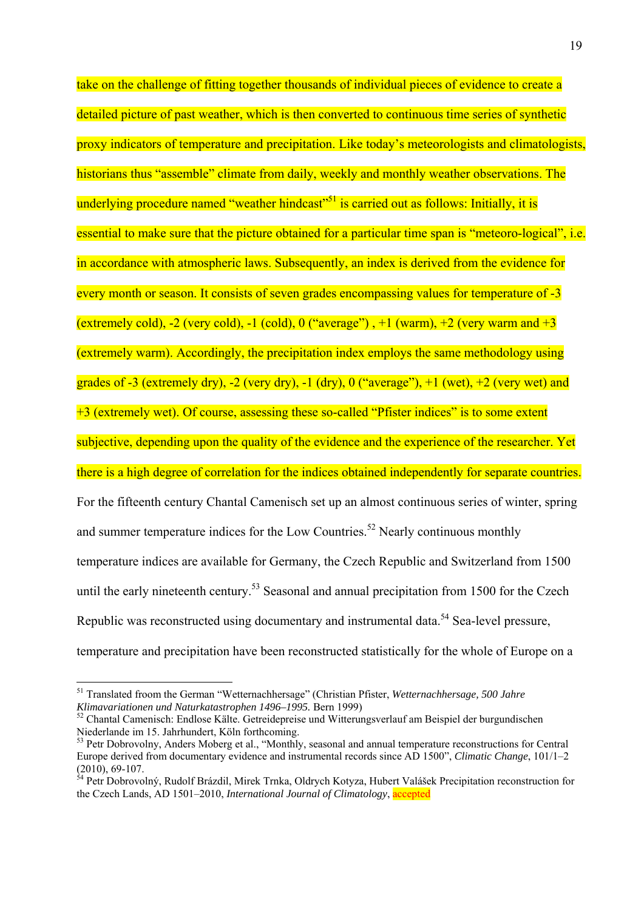take on the challenge of fitting together thousands of individual pieces of evidence to create a detailed picture of past weather, which is then converted to continuous time series of synthetic proxy indicators of temperature and precipitation. Like today's meteorologists and climatologists, historians thus "assemble" climate from daily, weekly and monthly weather observations. The underlying procedure named "weather hindcast"[51] is carried out as follows: Initially, it is essential to make sure that the picture obtained for a particular time span is "meteoro-logical", i.e. in accordance with atmospheric laws. Subsequently, an index is derived from the evidence for every month or season. It consists of seven grades encompassing values for temperature of -3 (extremely cold), -2 (very cold), -1 (cold), 0 ("average") , +1 (warm), +2 (very warm and +3 (extremely warm). Accordingly, the precipitation index employs the same methodology using grades of -3 (extremely dry), -2 (very dry), -1 (dry), 0 ("average"), +1 (wet), +2 (very wet) and +3 (extremely wet). Of course, assessing these so-called "Pfister indices" is to some extent subjective, depending upon the quality of the evidence and the experience of the researcher. Yet there is a high degree of correlation for the indices obtained independently for separate countries. For the fifteenth century Chantal Camenisch set up an almost continuous series of winter, spring and summer temperature indices for the Low Countries.[52] Nearly continuous monthly temperature indices are available for Germany, the Czech Republic and Switzerland from 1500 until the early nineteenth century.[53] Seasonal and annual precipitation from 1500 for the Czech Republic was reconstructed using documentary and instrumental data.[54] Sea-level pressure, temperature and precipitation have been reconstructed statistically for the whole of Europe on a

---

[51] Translated froom the German "Wetternachhersage" (Christian Pfister, *Wetternachhersage, 500 Jahre Klimavariationen und Naturkatastrophen 1496–1995.* Bern 1999)

[52] Chantal Camenisch: Endlose Kälte. Getreidepreise und Witterungsverlauf am Beispiel der burgundischen Niederlande im 15. Jahrhundert, Köln forthcoming.

[53] Petr Dobrovolny, Anders Moberg et al., "Monthly, seasonal and annual temperature reconstructions for Central Europe derived from documentary evidence and instrumental records since AD 1500", *Climatic Change*, 101/1–2 (2010), 69-107.

[54] Petr Dobrovolný, Rudolf Brázdil, Mirek Trnka, Oldrych Kotyza, Hubert Valášek Precipitation reconstruction for the Czech Lands, AD 1501–2010, *International Journal of Climatology*, accepted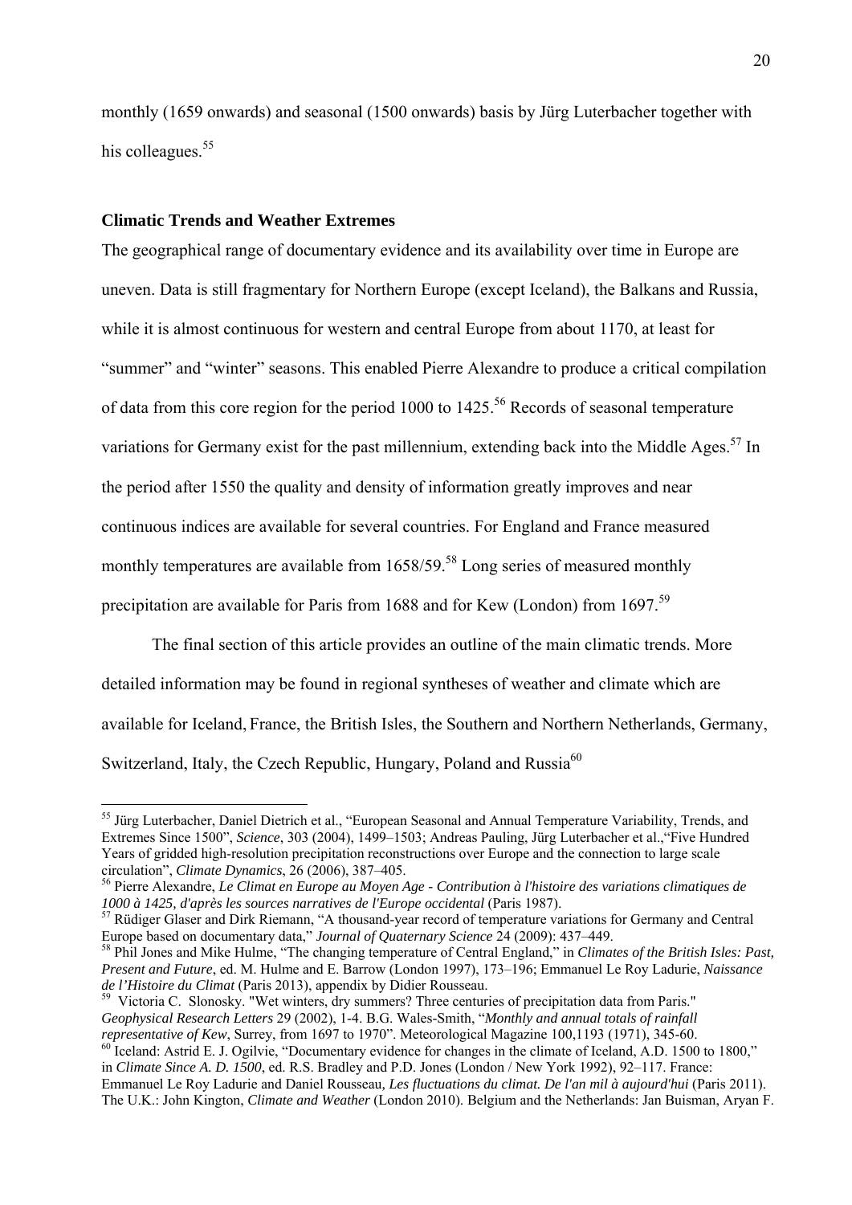monthly (1659 onwards) and seasonal (1500 onwards) basis by Jürg Luterbacher together with his colleagues.[55]

### Climatic Trends and Weather Extremes

The geographical range of documentary evidence and its availability over time in Europe are uneven. Data is still fragmentary for Northern Europe (except Iceland), the Balkans and Russia, while it is almost continuous for western and central Europe from about 1170, at least for "summer" and "winter" seasons. This enabled Pierre Alexandre to produce a critical compilation of data from this core region for the period 1000 to 1425.[56] Records of seasonal temperature variations for Germany exist for the past millennium, extending back into the Middle Ages.[57] In the period after 1550 the quality and density of information greatly improves and near continuous indices are available for several countries. For England and France measured monthly temperatures are available from 1658/59.[58] Long series of measured monthly precipitation are available for Paris from 1688 and for Kew (London) from 1697.[59]

The final section of this article provides an outline of the main climatic trends. More detailed information may be found in regional syntheses of weather and climate which are available for Iceland, France, the British Isles, the Southern and Northern Netherlands, Germany, Switzerland, Italy, the Czech Republic, Hungary, Poland and Russia[60]

---

[55] Jürg Luterbacher, Daniel Dietrich et al., "European Seasonal and Annual Temperature Variability, Trends, and Extremes Since 1500", *Science*, 303 (2004), 1499–1503; Andreas Pauling, Jürg Luterbacher et al.,"Five Hundred Years of gridded high-resolution precipitation reconstructions over Europe and the connection to large scale circulation", *Climate Dynamics*, 26 (2006), 387–405.

[56] Pierre Alexandre, *Le Climat en Europe au Moyen Age - Contribution à l'histoire des variations climatiques de 1000 à 1425, d'après les sources narratives de l'Europe occidental* (Paris 1987).

[57] Rüdiger Glaser and Dirk Riemann, "A thousand-year record of temperature variations for Germany and Central Europe based on documentary data," *Journal of Quaternary Science* 24 (2009): 437–449.

[58] Phil Jones and Mike Hulme, "The changing temperature of Central England," in *Climates of the British Isles: Past, Present and Future*, ed. M. Hulme and E. Barrow (London 1997), 173–196; Emmanuel Le Roy Ladurie, *Naissance de l'Histoire du Climat* (Paris 2013), appendix by Didier Rousseau.

[59] Victoria C. Slonosky. "Wet winters, dry summers? Three centuries of precipitation data from Paris." *Geophysical Research Letters* 29 (2002), 1-4. B.G. Wales-Smith, "*Monthly and annual totals of rainfall representative of Kew*, Surrey, from 1697 to 1970". Meteorological Magazine 100,1193 (1971), 345-60.

[60] Iceland: Astrid E. J. Ogilvie, "Documentary evidence for changes in the climate of Iceland, A.D. 1500 to 1800," in *Climate Since A. D. 1500*, ed. R.S. Bradley and P.D. Jones (London / New York 1992), 92–117. France: Emmanuel Le Roy Ladurie and Daniel Rousseau, *Les fluctuations du climat. De l'an mil à aujourd'hui* (Paris 2011). The U.K.: John Kington, *Climate and Weather* (London 2010). Belgium and the Netherlands: Jan Buisman, Aryan F.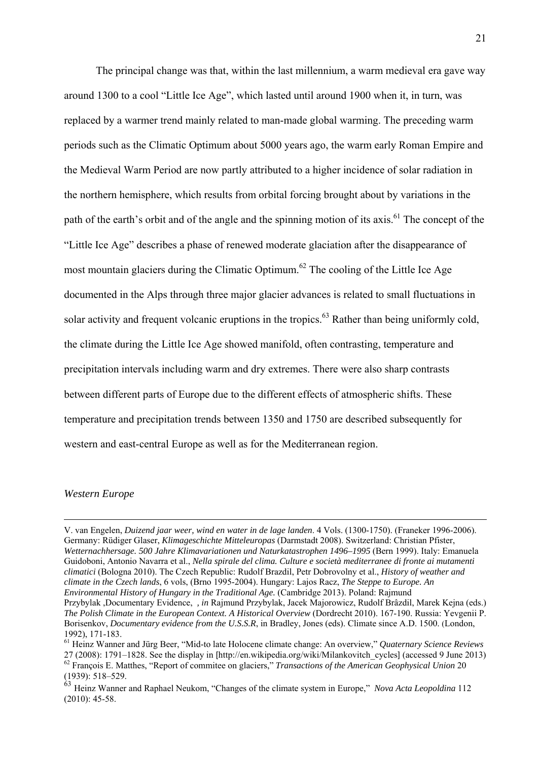The principal change was that, within the last millennium, a warm medieval era gave way around 1300 to a cool "Little Ice Age", which lasted until around 1900 when it, in turn, was replaced by a warmer trend mainly related to man-made global warming. The preceding warm periods such as the Climatic Optimum about 5000 years ago, the warm early Roman Empire and the Medieval Warm Period are now partly attributed to a higher incidence of solar radiation in the northern hemisphere, which results from orbital forcing brought about by variations in the path of the earth's orbit and of the angle and the spinning motion of its axis.[61] The concept of the "Little Ice Age" describes a phase of renewed moderate glaciation after the disappearance of most mountain glaciers during the Climatic Optimum.[62] The cooling of the Little Ice Age documented in the Alps through three major glacier advances is related to small fluctuations in solar activity and frequent volcanic eruptions in the tropics.[63] Rather than being uniformly cold, the climate during the Little Ice Age showed manifold, often contrasting, temperature and precipitation intervals including warm and dry extremes. There were also sharp contrasts between different parts of Europe due to the different effects of atmospheric shifts. These temperature and precipitation trends between 1350 and 1750 are described subsequently for western and east-central Europe as well as for the Mediterranean region.

*Western Europe*

---

V. van Engelen, *Duizend jaar weer, wind en water in de lage landen*. 4 Vols. (1300-1750). (Franeker 1996-2006). Germany: Rüdiger Glaser, *Klimageschichte Mitteleuropas* (Darmstadt 2008). Switzerland: Christian Pfister, *Wetternachhersage. 500 Jahre Klimavariationen und Naturkatastrophen 1496–1995* (Bern 1999). Italy: Emanuela Guidoboni, Antonio Navarra et al., *Nella spirale del clima. Culture e società mediterranee di fronte ai mutamenti climatici* (Bologna 2010). The Czech Republic: Rudolf Brazdil, Petr Dobrovolny et al., *History of weather and climate in the Czech lands*, 6 vols, (Brno 1995-2004). Hungary: Lajos Racz, *The Steppe to Europe. An Environmental History of Hungary in the Traditional Age.* (Cambridge 2013). Poland: Rajmund Przybylak ,Documentary Evidence, *, in* Rajmund Przybylak, Jacek Majorowicz, Rudolf Brâzdil, Marek Kejna (eds.) *The Polish Climate in the European Context. A Historical Overview* (Dordrecht 2010). 167-190. Russia: Yevgenii P. Borisenkov, *Documentary evidence from the U.S.S.R*, in Bradley, Jones (eds). Climate since A.D. 1500. (London, 1992), 171-183.

[61] Heinz Wanner and Jürg Beer, "Mid-to late Holocene climate change: An overview," *Quaternary Science Reviews* 27 (2008): 1791–1828. See the display in [http://en.wikipedia.org/wiki/Milankovitch_cycles] (accessed 9 June 2013)

[62] François E. Matthes, "Report of commitee on glaciers," *Transactions of the American Geophysical Union* 20 (1939): 518–529.

[63] Heinz Wanner and Raphael Neukom, "Changes of the climate system in Europe," *Nova Acta Leopoldina* 112 (2010): 45-58.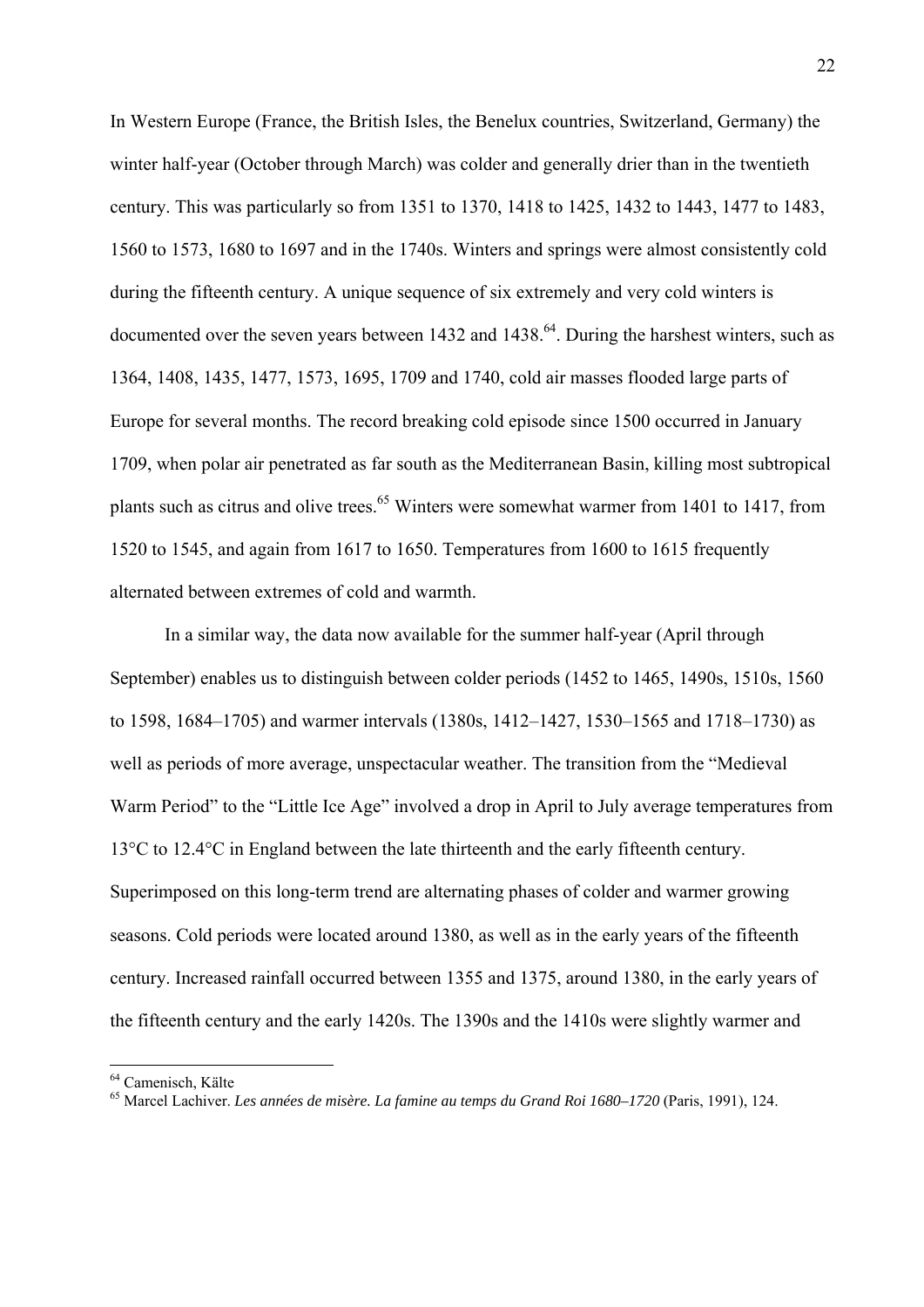In Western Europe (France, the British Isles, the Benelux countries, Switzerland, Germany) the winter half-year (October through March) was colder and generally drier than in the twentieth century. This was particularly so from 1351 to 1370, 1418 to 1425, 1432 to 1443, 1477 to 1483, 1560 to 1573, 1680 to 1697 and in the 1740s. Winters and springs were almost consistently cold during the fifteenth century. A unique sequence of six extremely and very cold winters is documented over the seven years between 1432 and 1438.[64]. During the harshest winters, such as 1364, 1408, 1435, 1477, 1573, 1695, 1709 and 1740, cold air masses flooded large parts of Europe for several months. The record breaking cold episode since 1500 occurred in January 1709, when polar air penetrated as far south as the Mediterranean Basin, killing most subtropical plants such as citrus and olive trees.[65] Winters were somewhat warmer from 1401 to 1417, from 1520 to 1545, and again from 1617 to 1650. Temperatures from 1600 to 1615 frequently alternated between extremes of cold and warmth.

In a similar way, the data now available for the summer half-year (April through September) enables us to distinguish between colder periods (1452 to 1465, 1490s, 1510s, 1560 to 1598, 1684–1705) and warmer intervals (1380s, 1412–1427, 1530–1565 and 1718–1730) as well as periods of more average, unspectacular weather. The transition from the "Medieval Warm Period" to the "Little Ice Age" involved a drop in April to July average temperatures from 13°C to 12.4°C in England between the late thirteenth and the early fifteenth century. Superimposed on this long-term trend are alternating phases of colder and warmer growing seasons. Cold periods were located around 1380, as well as in the early years of the fifteenth century. Increased rainfall occurred between 1355 and 1375, around 1380, in the early years of the fifteenth century and the early 1420s. The 1390s and the 1410s were slightly warmer and

---

[64] Camenisch, Kälte

[65] Marcel Lachiver. *Les années de misère. La famine au temps du Grand Roi 1680–1720* (Paris, 1991), 124.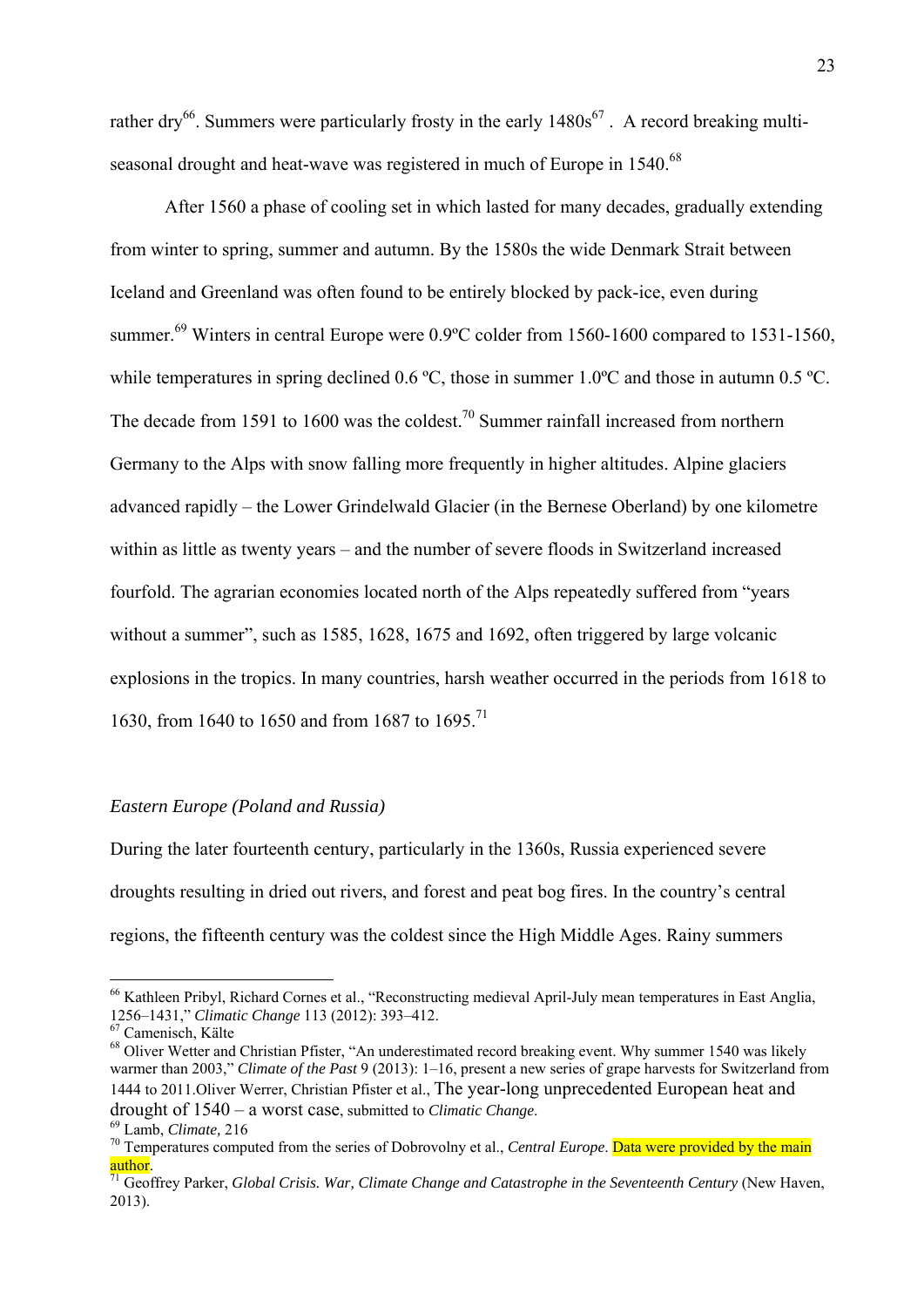rather dry[66]. Summers were particularly frosty in the early 1480s[67] . A record breaking multi-seasonal drought and heat-wave was registered in much of Europe in 1540.[68]

After 1560 a phase of cooling set in which lasted for many decades, gradually extending from winter to spring, summer and autumn. By the 1580s the wide Denmark Strait between Iceland and Greenland was often found to be entirely blocked by pack-ice, even during summer.[69] Winters in central Europe were 0.9ºC colder from 1560-1600 compared to 1531-1560, while temperatures in spring declined 0.6 ºC, those in summer 1.0ºC and those in autumn 0.5 ºC. The decade from 1591 to 1600 was the coldest.[70] Summer rainfall increased from northern Germany to the Alps with snow falling more frequently in higher altitudes. Alpine glaciers advanced rapidly – the Lower Grindelwald Glacier (in the Bernese Oberland) by one kilometre within as little as twenty years – and the number of severe floods in Switzerland increased fourfold. The agrarian economies located north of the Alps repeatedly suffered from "years without a summer", such as 1585, 1628, 1675 and 1692, often triggered by large volcanic explosions in the tropics. In many countries, harsh weather occurred in the periods from 1618 to 1630, from 1640 to 1650 and from 1687 to 1695.[71]

*Eastern Europe (Poland and Russia)*

During the later fourteenth century, particularly in the 1360s, Russia experienced severe droughts resulting in dried out rivers, and forest and peat bog fires. In the country's central regions, the fifteenth century was the coldest since the High Middle Ages. Rainy summers

---

[66] Kathleen Pribyl, Richard Cornes et al., "Reconstructing medieval April-July mean temperatures in East Anglia, 1256–1431," *Climatic Change* 113 (2012): 393–412.

[67] Camenisch, Kälte

[68] Oliver Wetter and Christian Pfister, "An underestimated record breaking event. Why summer 1540 was likely warmer than 2003," *Climate of the Past* 9 (2013): 1–16, present a new series of grape harvests for Switzerland from 1444 to 2011.Oliver Werrer, Christian Pfister et al., The year-long unprecedented European heat and drought of 1540 – a worst case, submitted to *Climatic Change*.

[69] Lamb, *Climate,* 216

[70] Temperatures computed from the series of Dobrovolny et al., *Central Europe*. Data were provided by the main author.

[71] Geoffrey Parker, *Global Crisis. War, Climate Change and Catastrophe in the Seventeenth Century* (New Haven, 2013).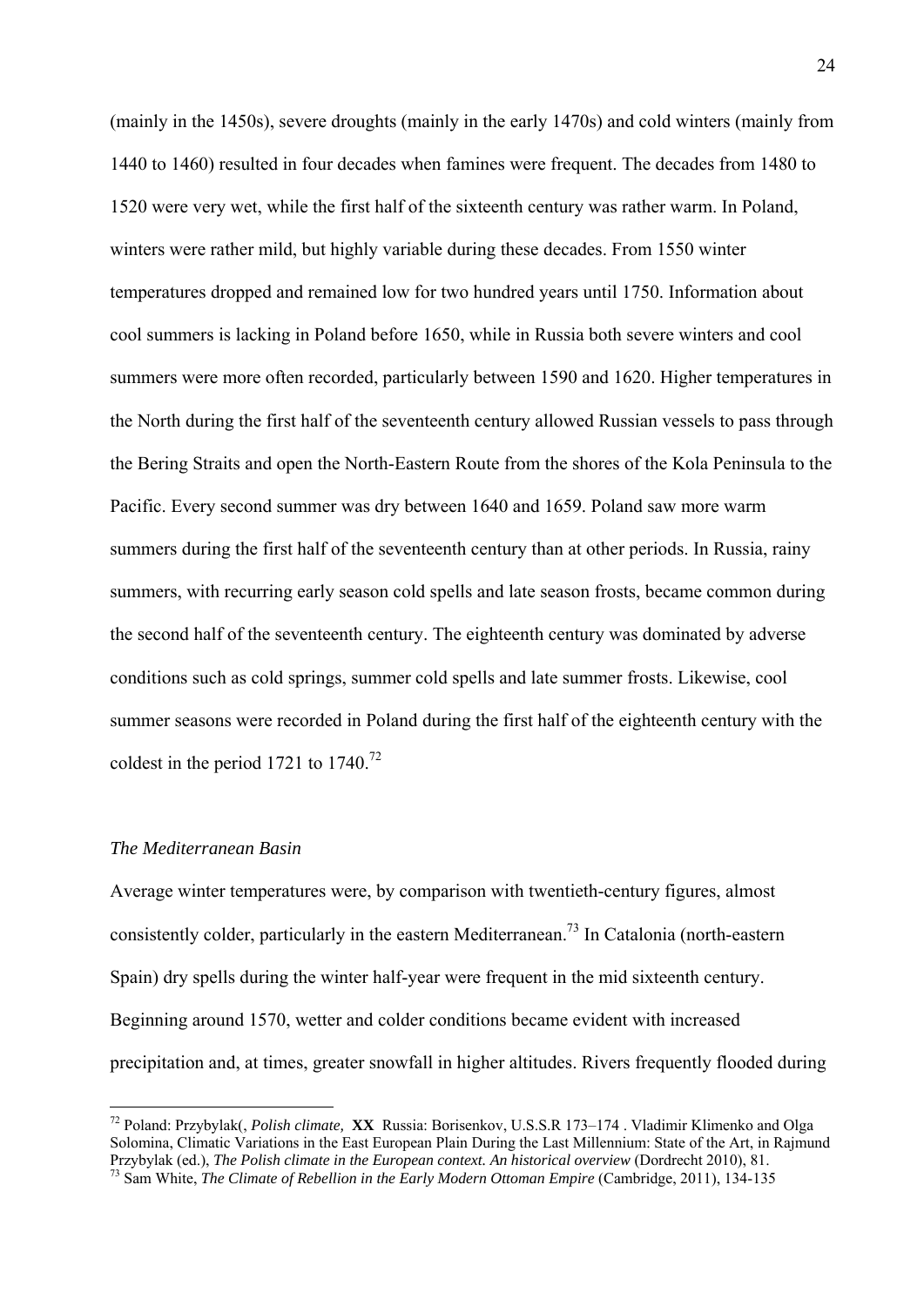(mainly in the 1450s), severe droughts (mainly in the early 1470s) and cold winters (mainly from 1440 to 1460) resulted in four decades when famines were frequent. The decades from 1480 to 1520 were very wet, while the first half of the sixteenth century was rather warm. In Poland, winters were rather mild, but highly variable during these decades. From 1550 winter temperatures dropped and remained low for two hundred years until 1750. Information about cool summers is lacking in Poland before 1650, while in Russia both severe winters and cool summers were more often recorded, particularly between 1590 and 1620. Higher temperatures in the North during the first half of the seventeenth century allowed Russian vessels to pass through the Bering Straits and open the North-Eastern Route from the shores of the Kola Peninsula to the Pacific. Every second summer was dry between 1640 and 1659. Poland saw more warm summers during the first half of the seventeenth century than at other periods. In Russia, rainy summers, with recurring early season cold spells and late season frosts, became common during the second half of the seventeenth century. The eighteenth century was dominated by adverse conditions such as cold springs, summer cold spells and late summer frosts. Likewise, cool summer seasons were recorded in Poland during the first half of the eighteenth century with the coldest in the period 1721 to 1740.[72]

*The Mediterranean Basin*

Average winter temperatures were, by comparison with twentieth-century figures, almost consistently colder, particularly in the eastern Mediterranean.[73] In Catalonia (north-eastern Spain) dry spells during the winter half-year were frequent in the mid sixteenth century. Beginning around 1570, wetter and colder conditions became evident with increased precipitation and, at times, greater snowfall in higher altitudes. Rivers frequently flooded during

---

[72] Poland: Przybylak(, *Polish climate,* **XX** Russia: Borisenkov, U.S.S.R 173–174 . Vladimir Klimenko and Olga Solomina, Climatic Variations in the East European Plain During the Last Millennium: State of the Art, in Rajmund Przybylak (ed.), *The Polish climate in the European context. An historical overview* (Dordrecht 2010), 81.

[73] Sam White, *The Climate of Rebellion in the Early Modern Ottoman Empire* (Cambridge, 2011), 134-135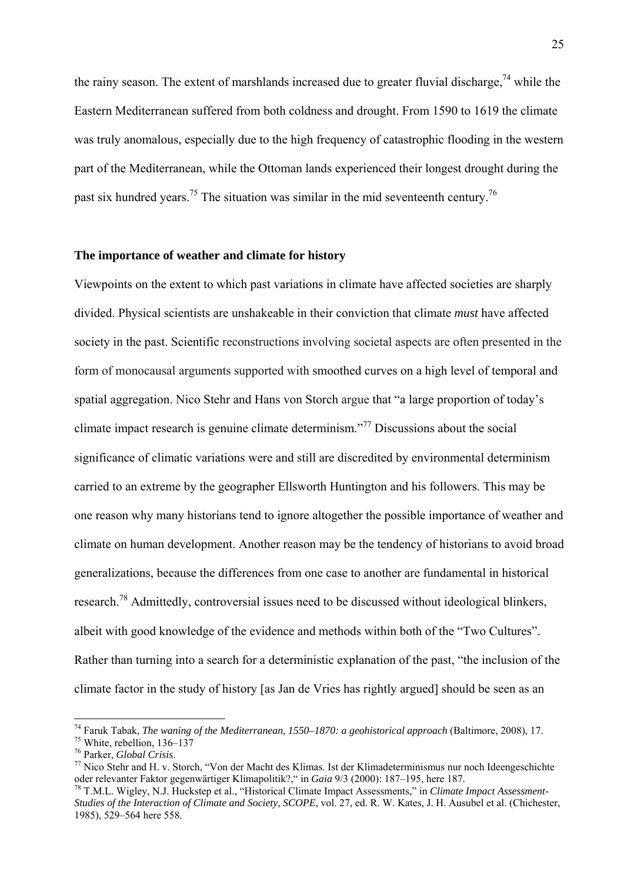the rainy season. The extent of marshlands increased due to greater fluvial discharge,[74] while the Eastern Mediterranean suffered from both coldness and drought. From 1590 to 1619 the climate was truly anomalous, especially due to the high frequency of catastrophic flooding in the western part of the Mediterranean, while the Ottoman lands experienced their longest drought during the past six hundred years.[75] The situation was similar in the mid seventeenth century.[76]

## The importance of weather and climate for history

Viewpoints on the extent to which past variations in climate have affected societies are sharply divided. Physical scientists are unshakeable in their conviction that climate *must* have affected society in the past. Scientific reconstructions involving societal aspects are often presented in the form of monocausal arguments supported with smoothed curves on a high level of temporal and spatial aggregation. Nico Stehr and Hans von Storch argue that "a large proportion of today's climate impact research is genuine climate determinism."[77] Discussions about the social significance of climatic variations were and still are discredited by environmental determinism carried to an extreme by the geographer Ellsworth Huntington and his followers. This may be one reason why many historians tend to ignore altogether the possible importance of weather and climate on human development. Another reason may be the tendency of historians to avoid broad generalizations, because the differences from one case to another are fundamental in historical research.[78] Admittedly, controversial issues need to be discussed without ideological blinkers, albeit with good knowledge of the evidence and methods within both of the "Two Cultures". Rather than turning into a search for a deterministic explanation of the past, "the inclusion of the climate factor in the study of history [as Jan de Vries has rightly argued] should be seen as an

---

[74] Faruk Tabak, *The waning of the Mediterranean, 1550–1870: a geohistorical approach* (Baltimore, 2008), 17.

[75] White, rebellion, 136–137

[76] Parker, *Global Crisis*.

[77] Nico Stehr and H. v. Storch, "Von der Macht des Klimas. Ist der Klimadeterminismus nur noch Ideengeschichte oder relevanter Faktor gegenwärtiger Klimapolitik?," in *Gaia* 9/3 (2000): 187–195, here 187.

[78] T.M.L. Wigley, N.J. Huckstep et al., "Historical Climate Impact Assessments," in *Climate Impact Assessment-Studies of the Interaction of Climate and Society, SCOPE*, vol. 27, ed. R. W. Kates, J. H. Ausubel et al. (Chichester, 1985), 529–564 here 558.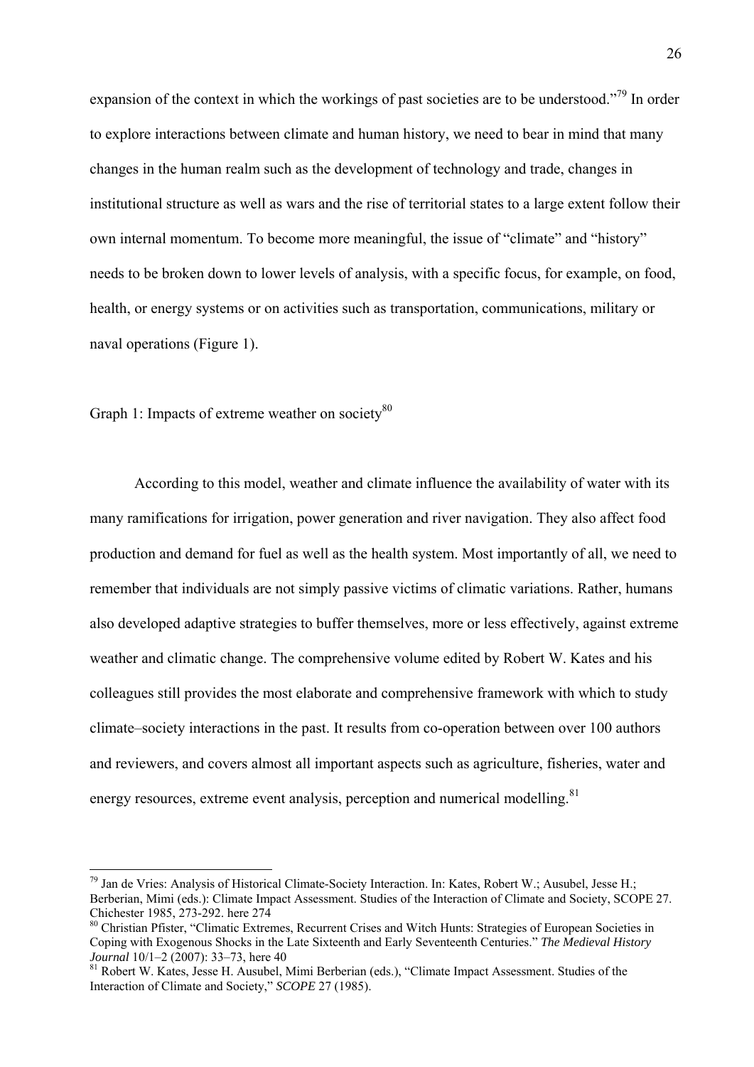expansion of the context in which the workings of past societies are to be understood."[79] In order to explore interactions between climate and human history, we need to bear in mind that many changes in the human realm such as the development of technology and trade, changes in institutional structure as well as wars and the rise of territorial states to a large extent follow their own internal momentum. To become more meaningful, the issue of "climate" and "history" needs to be broken down to lower levels of analysis, with a specific focus, for example, on food, health, or energy systems or on activities such as transportation, communications, military or naval operations (Figure 1).

Graph 1: Impacts of extreme weather on society[80]

According to this model, weather and climate influence the availability of water with its many ramifications for irrigation, power generation and river navigation. They also affect food production and demand for fuel as well as the health system. Most importantly of all, we need to remember that individuals are not simply passive victims of climatic variations. Rather, humans also developed adaptive strategies to buffer themselves, more or less effectively, against extreme weather and climatic change. The comprehensive volume edited by Robert W. Kates and his colleagues still provides the most elaborate and comprehensive framework with which to study climate–society interactions in the past. It results from co-operation between over 100 authors and reviewers, and covers almost all important aspects such as agriculture, fisheries, water and energy resources, extreme event analysis, perception and numerical modelling.[81]

---

[79] Jan de Vries: Analysis of Historical Climate-Society Interaction. In: Kates, Robert W.; Ausubel, Jesse H.; Berberian, Mimi (eds.): Climate Impact Assessment. Studies of the Interaction of Climate and Society, SCOPE 27. Chichester 1985, 273-292. here 274

[80] Christian Pfister, "Climatic Extremes, Recurrent Crises and Witch Hunts: Strategies of European Societies in Coping with Exogenous Shocks in the Late Sixteenth and Early Seventeenth Centuries." *The Medieval History Journal* 10/1–2 (2007): 33–73, here 40

[81] Robert W. Kates, Jesse H. Ausubel, Mimi Berberian (eds.), "Climate Impact Assessment. Studies of the Interaction of Climate and Society," *SCOPE* 27 (1985).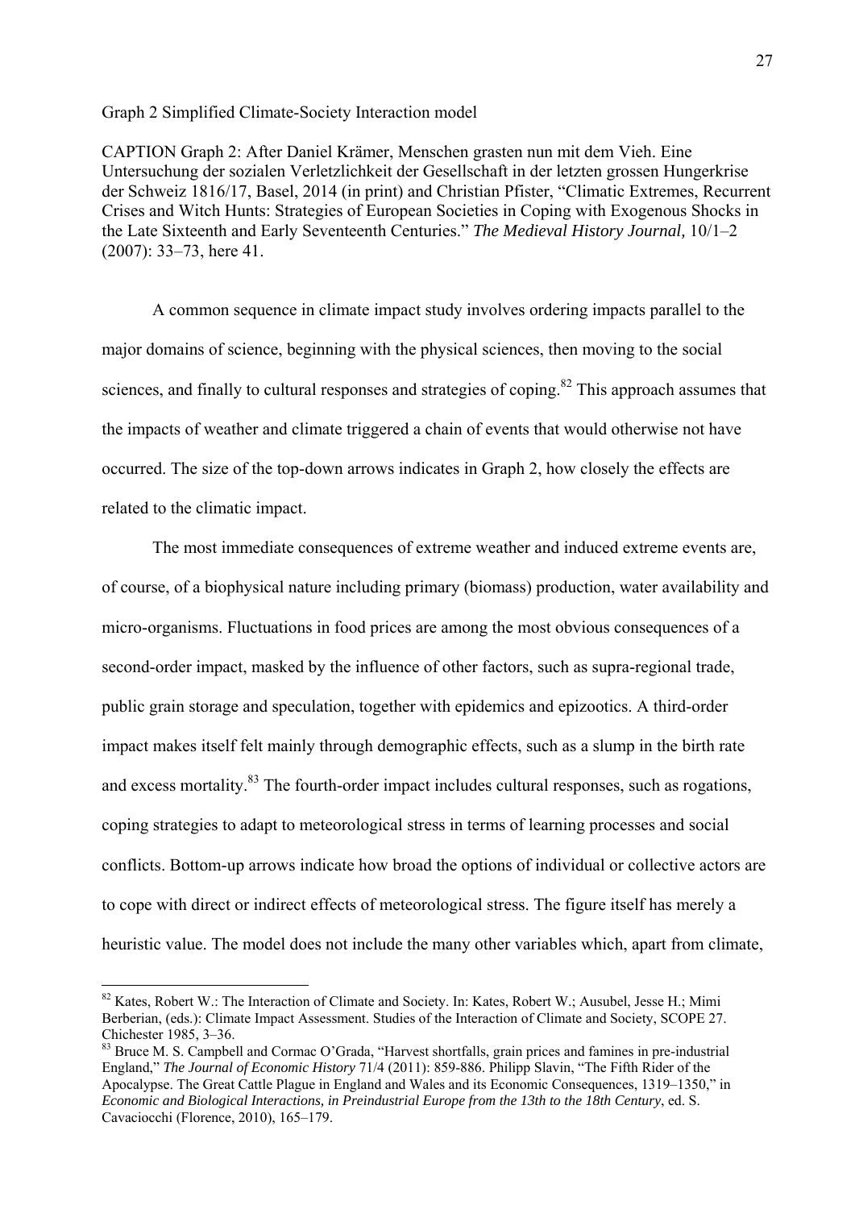Graph 2 Simplified Climate-Society Interaction model

CAPTION Graph 2: After Daniel Krämer, Menschen grasten nun mit dem Vieh. Eine Untersuchung der sozialen Verletzlichkeit der Gesellschaft in der letzten grossen Hungerkrise der Schweiz 1816/17, Basel, 2014 (in print) and Christian Pfister, "Climatic Extremes, Recurrent Crises and Witch Hunts: Strategies of European Societies in Coping with Exogenous Shocks in the Late Sixteenth and Early Seventeenth Centuries." *The Medieval History Journal,* 10/1–2 (2007): 33–73, here 41.

A common sequence in climate impact study involves ordering impacts parallel to the major domains of science, beginning with the physical sciences, then moving to the social sciences, and finally to cultural responses and strategies of coping.[82] This approach assumes that the impacts of weather and climate triggered a chain of events that would otherwise not have occurred. The size of the top-down arrows indicates in Graph 2, how closely the effects are related to the climatic impact.

The most immediate consequences of extreme weather and induced extreme events are, of course, of a biophysical nature including primary (biomass) production, water availability and micro-organisms. Fluctuations in food prices are among the most obvious consequences of a second-order impact, masked by the influence of other factors, such as supra-regional trade, public grain storage and speculation, together with epidemics and epizootics. A third-order impact makes itself felt mainly through demographic effects, such as a slump in the birth rate and excess mortality.[83] The fourth-order impact includes cultural responses, such as rogations, coping strategies to adapt to meteorological stress in terms of learning processes and social conflicts. Bottom-up arrows indicate how broad the options of individual or collective actors are to cope with direct or indirect effects of meteorological stress. The figure itself has merely a heuristic value. The model does not include the many other variables which, apart from climate,

---

[82] Kates, Robert W.: The Interaction of Climate and Society. In: Kates, Robert W.; Ausubel, Jesse H.; Mimi Berberian, (eds.): Climate Impact Assessment. Studies of the Interaction of Climate and Society, SCOPE 27. Chichester 1985, 3–36.

[83] Bruce M. S. Campbell and Cormac O'Grada, "Harvest shortfalls, grain prices and famines in pre-industrial England," *The Journal of Economic History* 71/4 (2011): 859-886. Philipp Slavin, "The Fifth Rider of the Apocalypse. The Great Cattle Plague in England and Wales and its Economic Consequences, 1319–1350," in *Economic and Biological Interactions, in Preindustrial Europe from the 13th to the 18th Century*, ed. S. Cavaciocchi (Florence, 2010), 165–179.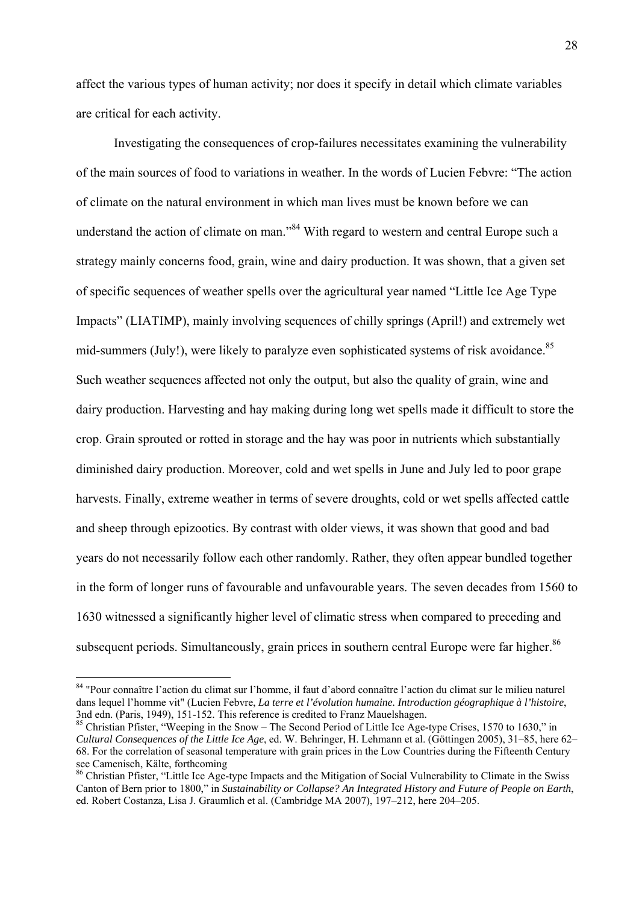affect the various types of human activity; nor does it specify in detail which climate variables are critical for each activity.

Investigating the consequences of crop-failures necessitates examining the vulnerability of the main sources of food to variations in weather. In the words of Lucien Febvre: "The action of climate on the natural environment in which man lives must be known before we can understand the action of climate on man."[84] With regard to western and central Europe such a strategy mainly concerns food, grain, wine and dairy production. It was shown, that a given set of specific sequences of weather spells over the agricultural year named "Little Ice Age Type Impacts" (LIATIMP), mainly involving sequences of chilly springs (April!) and extremely wet mid-summers (July!), were likely to paralyze even sophisticated systems of risk avoidance.[85] Such weather sequences affected not only the output, but also the quality of grain, wine and dairy production. Harvesting and hay making during long wet spells made it difficult to store the crop. Grain sprouted or rotted in storage and the hay was poor in nutrients which substantially diminished dairy production. Moreover, cold and wet spells in June and July led to poor grape harvests. Finally, extreme weather in terms of severe droughts, cold or wet spells affected cattle and sheep through epizootics. By contrast with older views, it was shown that good and bad years do not necessarily follow each other randomly. Rather, they often appear bundled together in the form of longer runs of favourable and unfavourable years. The seven decades from 1560 to 1630 witnessed a significantly higher level of climatic stress when compared to preceding and subsequent periods. Simultaneously, grain prices in southern central Europe were far higher.[86]

---

[84] "Pour connaître l'action du climat sur l'homme, il faut d'abord connaître l'action du climat sur le milieu naturel dans lequel l'homme vit" (Lucien Febvre, *La terre et l'évolution humaine. Introduction géographique à l'histoire*, 3nd edn. (Paris, 1949), 151-152. This reference is credited to Franz Mauelshagen.

[85] Christian Pfister, "Weeping in the Snow – The Second Period of Little Ice Age-type Crises, 1570 to 1630," in *Cultural Consequences of the Little Ice Age*, ed. W. Behringer, H. Lehmann et al. (Göttingen 2005), 31–85, here 62–68. For the correlation of seasonal temperature with grain prices in the Low Countries during the Fifteenth Century see Camenisch, Kälte, forthcoming

[86] Christian Pfister, "Little Ice Age-type Impacts and the Mitigation of Social Vulnerability to Climate in the Swiss Canton of Bern prior to 1800," in *Sustainability or Collapse? An Integrated History and Future of People on Earth*, ed. Robert Costanza, Lisa J. Graumlich et al. (Cambridge MA 2007), 197–212, here 204–205.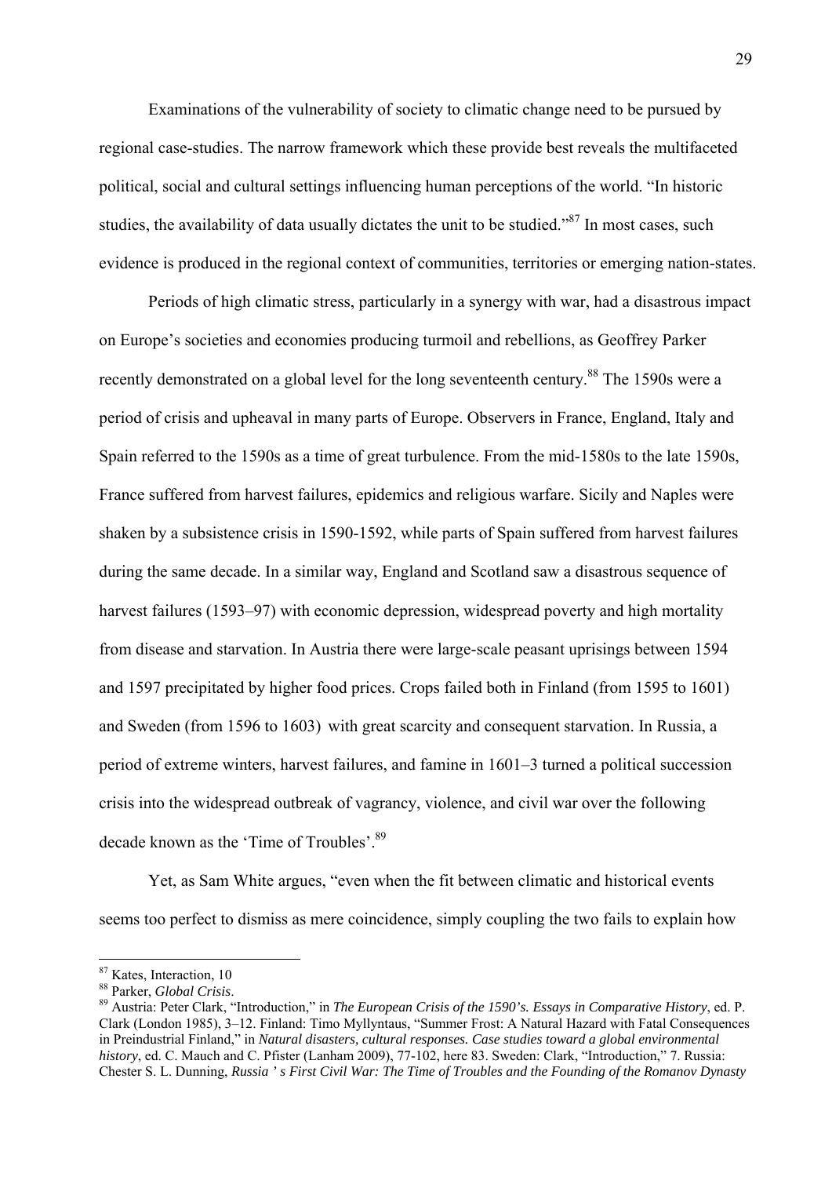Examinations of the vulnerability of society to climatic change need to be pursued by regional case-studies. The narrow framework which these provide best reveals the multifaceted political, social and cultural settings influencing human perceptions of the world. "In historic studies, the availability of data usually dictates the unit to be studied."[87] In most cases, such evidence is produced in the regional context of communities, territories or emerging nation-states.

Periods of high climatic stress, particularly in a synergy with war, had a disastrous impact on Europe's societies and economies producing turmoil and rebellions, as Geoffrey Parker recently demonstrated on a global level for the long seventeenth century.[88] The 1590s were a period of crisis and upheaval in many parts of Europe. Observers in France, England, Italy and Spain referred to the 1590s as a time of great turbulence. From the mid-1580s to the late 1590s, France suffered from harvest failures, epidemics and religious warfare. Sicily and Naples were shaken by a subsistence crisis in 1590-1592, while parts of Spain suffered from harvest failures during the same decade. In a similar way, England and Scotland saw a disastrous sequence of harvest failures (1593–97) with economic depression, widespread poverty and high mortality from disease and starvation. In Austria there were large-scale peasant uprisings between 1594 and 1597 precipitated by higher food prices. Crops failed both in Finland (from 1595 to 1601) and Sweden (from 1596 to 1603) with great scarcity and consequent starvation. In Russia, a period of extreme winters, harvest failures, and famine in 1601–3 turned a political succession crisis into the widespread outbreak of vagrancy, violence, and civil war over the following decade known as the 'Time of Troubles'.[89]

Yet, as Sam White argues, "even when the fit between climatic and historical events seems too perfect to dismiss as mere coincidence, simply coupling the two fails to explain how

---

[87] Kates, Interaction, 10

[88] Parker, *Global Crisis*.

[89] Austria: Peter Clark, "Introduction," in *The European Crisis of the 1590's. Essays in Comparative History*, ed. P. Clark (London 1985), 3–12. Finland: Timo Myllyntaus, "Summer Frost: A Natural Hazard with Fatal Consequences in Preindustrial Finland," in *Natural disasters, cultural responses. Case studies toward a global environmental history*, ed. C. Mauch and C. Pfister (Lanham 2009), 77-102, here 83. Sweden: Clark, "Introduction," 7. Russia: Chester S. L. Dunning, *Russia ' s First Civil War: The Time of Troubles and the Founding of the Romanov Dynasty*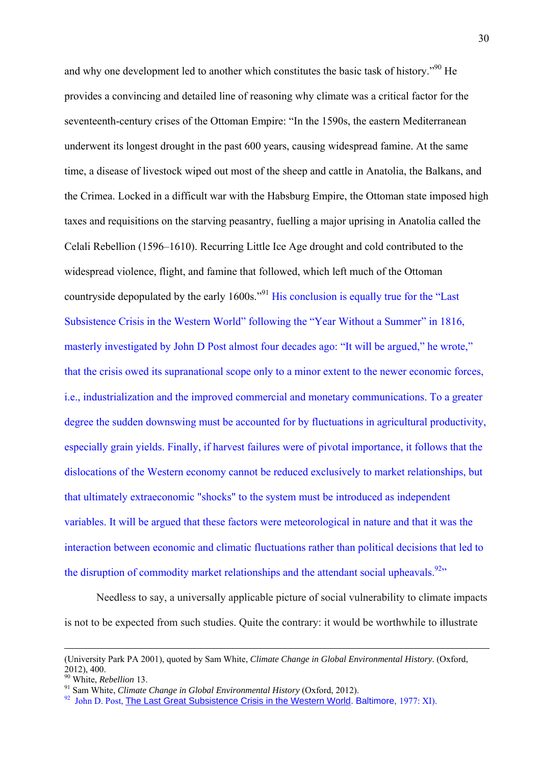and why one development led to another which constitutes the basic task of history."[90] He provides a convincing and detailed line of reasoning why climate was a critical factor for the seventeenth-century crises of the Ottoman Empire: "In the 1590s, the eastern Mediterranean underwent its longest drought in the past 600 years, causing widespread famine. At the same time, a disease of livestock wiped out most of the sheep and cattle in Anatolia, the Balkans, and the Crimea. Locked in a difficult war with the Habsburg Empire, the Ottoman state imposed high taxes and requisitions on the starving peasantry, fuelling a major uprising in Anatolia called the Celali Rebellion (1596–1610). Recurring Little Ice Age drought and cold contributed to the widespread violence, flight, and famine that followed, which left much of the Ottoman countryside depopulated by the early 1600s."[91] His conclusion is equally true for the "Last Subsistence Crisis in the Western World" following the "Year Without a Summer" in 1816, masterly investigated by John D Post almost four decades ago: "It will be argued," he wrote," that the crisis owed its supranational scope only to a minor extent to the newer economic forces, i.e., industrialization and the improved commercial and monetary communications. To a greater degree the sudden downswing must be accounted for by fluctuations in agricultural productivity, especially grain yields. Finally, if harvest failures were of pivotal importance, it follows that the dislocations of the Western economy cannot be reduced exclusively to market relationships, but that ultimately extraeconomic "shocks" to the system must be introduced as independent variables. It will be argued that these factors were meteorological in nature and that it was the interaction between economic and climatic fluctuations rather than political decisions that led to the disruption of commodity market relationships and the attendant social upheavals.[92]"

Needless to say, a universally applicable picture of social vulnerability to climate impacts is not to be expected from such studies. Quite the contrary: it would be worthwhile to illustrate

---

(University Park PA 2001), quoted by Sam White, *Climate Change in Global Environmental History*. (Oxford, 2012), 400.

[90] White, *Rebellion* 13.

[91] Sam White, *Climate Change in Global Environmental History* (Oxford, 2012).

[92] John D. Post, The Last Great Subsistence Crisis in the Western World. Baltimore, 1977: XI).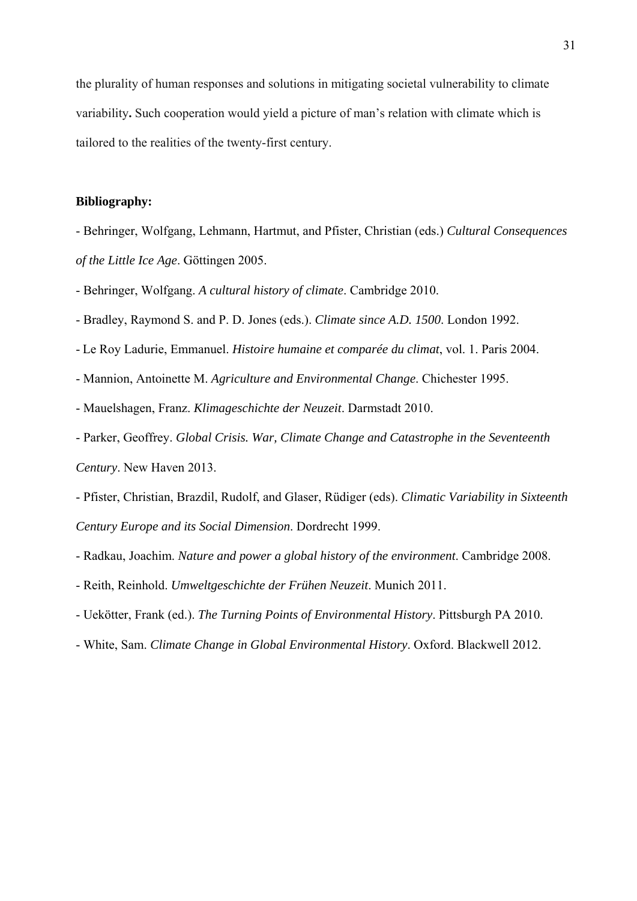the plurality of human responses and solutions in mitigating societal vulnerability to climate variability**.** Such cooperation would yield a picture of man's relation with climate which is tailored to the realities of the twenty-first century.

**Bibliography:**

- Behringer, Wolfgang, Lehmann, Hartmut, and Pfister, Christian (eds.) *Cultural Consequences of the Little Ice Age*. Göttingen 2005.
- Behringer, Wolfgang. *A cultural history of climate*. Cambridge 2010.
- Bradley, Raymond S. and P. D. Jones (eds.). *Climate since A.D. 1500*. London 1992.
- Le Roy Ladurie, Emmanuel. *Histoire humaine et comparée du climat*, vol. 1. Paris 2004.
- Mannion, Antoinette M. *Agriculture and Environmental Change*. Chichester 1995.
- Mauelshagen, Franz. *Klimageschichte der Neuzeit*. Darmstadt 2010.
- Parker, Geoffrey. *Global Crisis. War, Climate Change and Catastrophe in the Seventeenth Century*. New Haven 2013.
- Pfister, Christian, Brazdil, Rudolf, and Glaser, Rüdiger (eds). *Climatic Variability in Sixteenth Century Europe and its Social Dimension*. Dordrecht 1999.
- Radkau, Joachim. *Nature and power a global history of the environment*. Cambridge 2008.
- Reith, Reinhold. *Umweltgeschichte der Frühen Neuzeit*. Munich 2011.
- Uekötter, Frank (ed.). *The Turning Points of Environmental History*. Pittsburgh PA 2010.
- White, Sam. *Climate Change in Global Environmental History*. Oxford. Blackwell 2012.